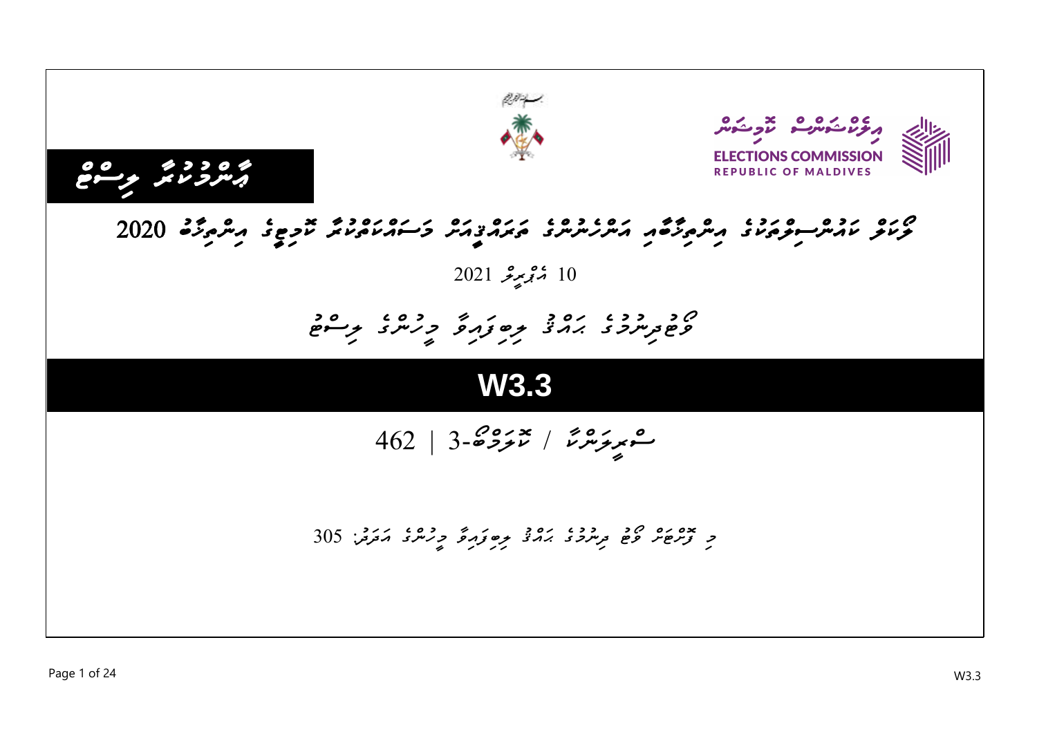ދިވެހިރާއްޖޭގެ އިންތިޚާބާތު ކޮމިޝަން

ELECTIONS COMMISSION
REPUBLIC OF MALDIVES

އަންދާޒާ ލިސްޓު

# ލޯކަލް ކައުންސިލްތަކުގެ އިންތިޚާބާއި އަންހެނުންގެ ތަރައްޤީއަށް މަސައްކަތްކުރާ ކޮމިޓީގެ އިންތިޚާބު 2020

10 އެޕްރީލް 2021

ވޯޓުދިނުމުގެ ގައުމީ ލިސްޓަށް މީހުންގެ ލިސްޓު

# W3.3

ސްކްރީނިންގ / ކާފުމޫސް-3 | 462

މި ފޯރމަށް ވޯޓު ދިނުމުގެ ގައުމީ ލިސްޓަށް މީހުންގެ އަދަދު: 305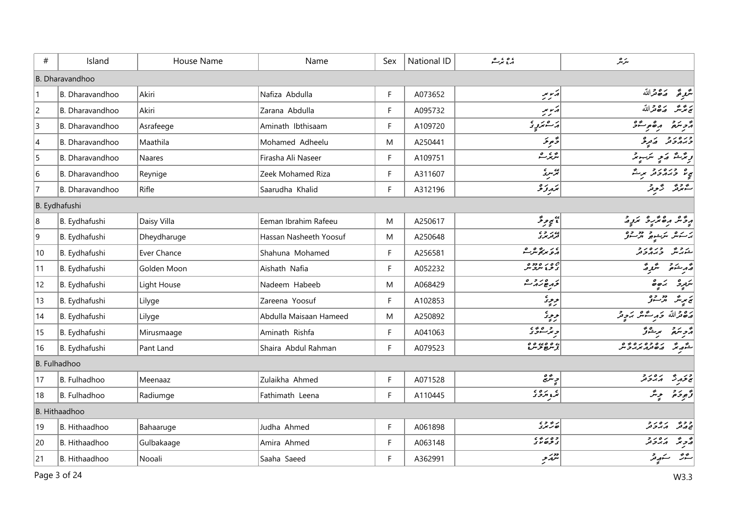| # | Island | House Name | Name | Sex | National ID | ގެއްގެ ނަން | ނަން |
|---|---|---|---|---|---|---|---|
| B. Dharavandhoo | | | | | | | |
| 1 | B. Dharavandhoo | Akiri | Nafiza Abdulla | F | A073652 | އަކިރި | ނާފިޒާ އަބްދުﷲ |
| 2 | B. Dharavandhoo | Akiri | Zarana Abdulla | F | A095732 | އަކިރި | ޒަރާނާ އަބްދުﷲ |
| 3 | B. Dharavandhoo | Asrafeege | Aminath Ibthisaam | F | A109720 | އަސްރަފީގެ | އާމިނަތު އިބްތިސާމް |
| 4 | B. Dharavandhoo | Maathila | Mohamed Adheelu | M | A250441 | މާތިލަ | މުހައްމަދު އަދީލު |
| 5 | B. Dharavandhoo | Naares | Firasha Ali Naseer | F | A109751 | ނާރެސް | ފިރާޝާ އަލި ނަސީރު |
| 6 | B. Dharavandhoo | Reynige | Zeek Mohamed Riza | F | A311607 | ރޭނިގެ | ޒީކް މުހައްމަދު ރިޒާ |
| 7 | B. Dharavandhoo | Rifle | Saarudha Khalid | F | A312196 | ރައިފަލް | ސާރުދާ ޚާލިދު |
| B. Eydhafushi | | | | | | | |
| 8 | B. Eydhafushi | Daisy Villa | Eeman Ibrahim Rafeeu | M | A250617 | ޑޭޒީވިލާ | އީމާން އިބްރާހިމް ރަފީއު |
| 9 | B. Eydhafushi | Dheydharuge | Hassan Nasheeth Yoosuf | M | A250648 | ދޭދަރުގެ | ހަސަން ނަޝީތު ޔޫސުފް |
| 10 | B. Eydhafushi | Ever Chance | Shahuna Mohamed | F | A256581 | އެވަރޗާންސް | ޝަހުނާ މުހައްމަދު |
| 11 | B. Eydhafushi | Golden Moon | Aishath Nafia | F | A052232 | ގޯލްޑަންމޫން | އާއިޝަތު ނާފިޢާ |
| 12 | B. Eydhafushi | Light House | Nadeem Habeeb | M | A068429 | ލައިޓްހައުސް | ނަދީމް ހަބީބު |
| 13 | B. Eydhafushi | Lilyge | Zareena Yoosuf | F | A102853 | ލިލީގެ | ޒަރީނާ ޔޫސުފް |
| 14 | B. Eydhafushi | Lilyge | Abdulla Maisaan Hameed | M | A250892 | ލިލީގެ | އަބްދުﷲ މައިސާން ހަމީދު |
| 15 | B. Eydhafushi | Mirusmaage | Aminath Rishfa | F | A041063 | މިރުސްމާގެ | އާމިނަތު ރިޝްފާ |
| 16 | B. Eydhafushi | Pant Land | Shaira Abdul Rahman | F | A079523 | ޕެންޓްލޭންޑް | ޝާއިރާ އަބްދުއްރަޙްމާން |
| B. Fulhadhoo | | | | | | | |
| 17 | B. Fulhadhoo | Meenaaz | Zulaikha Ahmed | F | A071528 | މީނާޒް | ޒުލައިޚާ އަޙްމަދު |
| 18 | B. Fulhadhoo | Radiumge | Fathimath Leena | F | A110445 | ރޭޑިއަމްގެ | ފާތިމަތު ލީނާ |
| B. Hithaadhoo | | | | | | | |
| 19 | B. Hithaadhoo | Bahaaruge | Judha Ahmed | F | A061898 | ބަހާރުގެ | ޖުދާ އަޙްމަދު |
| 20 | B. Hithaadhoo | Gulbakaage | Amira Ahmed | F | A063148 | ގުލްބަކާގެ | އާމިރާ އަޙްމަދު |
| 21 | B. Hithaadhoo | Nooali | Saaha Saeed | F | A362991 | ނޫއަލި | ސާހާ ސަޢީދު |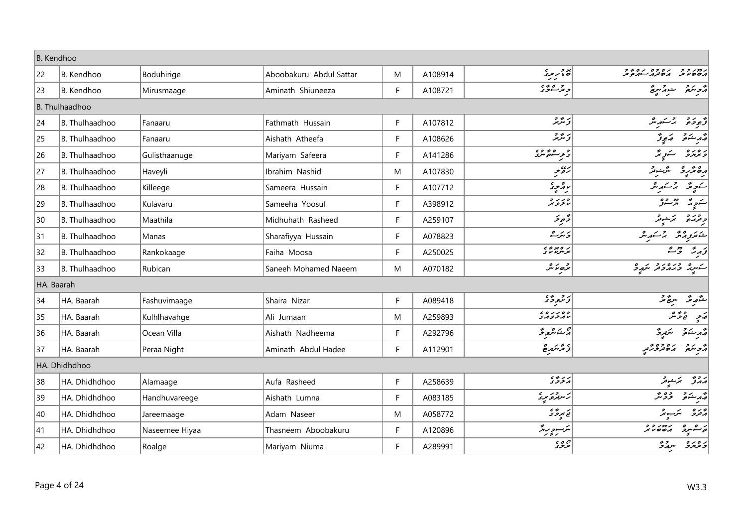| | | | | | | | |
|---|---|---|---|---|---|---|---|
| B. Kendhoo | | | | | | | |
| 22 | B. Kendhoo | Boduhirige | Aboobakuru Abdul Sattar | M | A108914 | ބޮޑުހިރިގެ | އަބޫބަކުރު އަބްދުލްސައްތާރު |
| 23 | B. Kendhoo | Mirusmaage | Aminath Shiuneeza | F | A108721 | މިރުސްމާގެ | އާމިނަތު ޝިއުނީޒާ |
| B. Thulhaadhoo | | | | | | | |
| 24 | B. Thulhaadhoo | Fanaaru | Fathmath Hussain | F | A107812 | ފަނާރު | ފާތިމަތު ހުސައިން |
| 25 | B. Thulhaadhoo | Fanaaru | Aishath Atheefa | F | A108626 | ފަނާރު | އައިޝަތު އަތީފާ |
| 26 | B. Thulhaadhoo | Gulisthaanuge | Mariyam Safeera | F | A141286 | ގުލިސްތާނުގެ | މަރިޔަމް ސަފީރާ |
| 27 | B. Thulhaadhoo | Haveyli | Ibrahim Nashid | M | A107830 |ހަވޭލި | އިބްރާހީމް ނާޝިދު |
| 28 | B. Thulhaadhoo | Killeege | Sameera Hussain | F | A107712 | ކިއްލީގެ | ސަމީރާ ހުސައިން |
| 29 | B. Thulhaadhoo | Kulavaru | Sameeha Yoosuf | F | A398912 | ކުލަވަރު | ސަމީހާ ޔޫސުފު |
| 30 | B. Thulhaadhoo | Maathila | Midhuhath Rasheed | F | A259107 | މާތިލަ | މިދުހަތު ރަޝީދު |
| 31 | B. Thulhaadhoo | Manas | Sharafiyya Hussain | F | A078823 | މަނަސް | ޝަރަފިއްޔާ ހުސައިން |
| 32 | B. Thulhaadhoo | Rankokaage | Faiha Moosa | F | A250025 | ރަންކޮކާގެ | ފައިހާ މޫސާ |
| 33 | B. Thulhaadhoo | Rubican | Saneeh Mohamed Naeem | M | A070182 | ރުބިކަން | ސަނީހު މުހައްމަދު ނައީމް |
| HA. Baarah | | | | | | | |
| 34 | HA. Baarah | Fashuvimaage | Shaira Nizar | F | A089418 | ފަށުވިމާގެ | ޝާއިރާ ނިޒާރު |
| 35 | HA. Baarah | Kulhlhavahge | Ali Jumaan | M | A259893 | ކުޅްޅަވައްގެ | އަލީ ޖުމާން |
| 36 | HA. Baarah | Ocean Villa | Aishath Nadheema | F | A292796 | އޯޝަންވިލާ | އައިޝަތު ނަދީމާ |
| 37 | HA. Baarah | Peraa Night | Aminath Abdul Hadee | F | A112901 | ޕެރާނައިޓް | އާމިނަތު އަބްދުލްހާދީ |
| HA. Dhidhdhoo | | | | | | | |
| 38 | HA. Dhidhdhoo | Alamaage | Aufa Rasheed | F | A258639 | އަލަމާގެ | އައުފާ ރަޝީދު |
| 39 | HA. Dhidhdhoo | Handhuvareege | Aishath Lumna | F | A083185 | ހަނދުވަރީގެ | އައިޝަތު ލުމްނާ |
| 40 | HA. Dhidhdhoo | Jareemaage | Adam Naseer | M | A058772 | ޖަރީމާގެ | އާދަމް ނަސީރު |
| 41 | HA. Dhidhdhoo | Naseemee Hiyaa | Thasneem Aboobakuru | F | A120896 | ނަސީމީހިޔާ | ތަސްނީމް އަބޫބަކުރު |
| 42 | HA. Dhidhdhoo | Roalge | Mariyam Niuma | F | A289991 | ރޯލްގެ | މަރިޔަމް ނިއުމާ |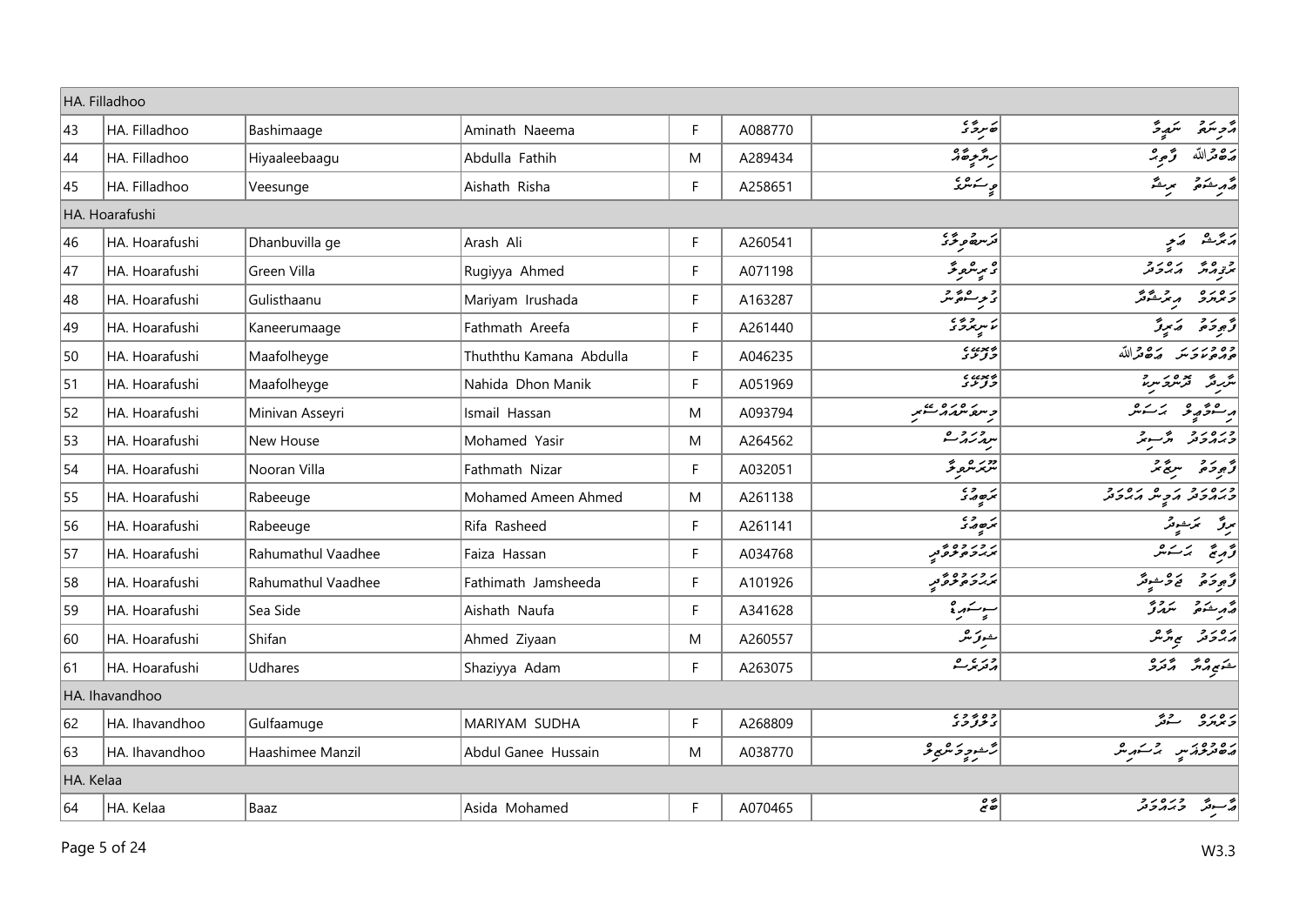| | | | | | | | |
|---|---|---|---|---|---|---|---|
| HA. Filladhoo | | | | | | | |
| 43 | HA. Filladhoo | Bashimaage | Aminath Naeema | F | A088770 | ބަށިމާގެ | އާމިނަތު ނައީމާ |
| 44 | HA. Filladhoo | Hiyaaleebaagu | Abdulla Fathih | M | A289434 | ހިޔާލީބާގު | އަބްދުﷲ ފާތިހު |
| 45 | HA. Filladhoo | Veesunge | Aishath Risha | F | A258651 | ވީސުންގެ | އައިށަތު ރިޝާ |
| HA. Hoarafushi | | | | | | | |
| 46 | HA. Hoarafushi | Dhanbuvilla ge | Arash Ali | F | A260541 | ދަނބުވިލާގެ | އަރަށް އަލި |
| 47 | HA. Hoarafushi | Green Villa | Rugiyya Ahmed | F | A071198 | ގްރީންވިލާ | ރުގިއްޔާ އަޙްމަދު |
| 48 | HA. Hoarafushi | Gulisthaanu | Mariyam Irushada | F | A163287 | ގުލިސްތާނު | މަރިޔަމް އިރުޝާދާ |
| 49 | HA. Hoarafushi | Kaneerumaage | Fathmath Areefa | F | A261440 | ކަނީރުމާގެ | ފާތިމަތު އަރީފާ |
| 50 | HA. Hoarafushi | Maafolheyge | Thuththu Kamana Abdulla | F | A046235 | މާފޮޅޭގެ | ތުއްތު ކަމަނަ އަބްދުﷲ |
| 51 | HA. Hoarafushi | Maafolheyge | Nahida Dhon Manik | F | A051969 | މާފޮޅޭގެ | ނާހިދާ ދޮންމަނިކު |
| 52 | HA. Hoarafushi | Minivan Asseyri | Ismail Hassan | M | A093794 | މިނިވަންއައްސޭރި | އިސްމާއިލް ހަސަން |
| 53 | HA. Hoarafushi | New House | Mohamed Yasir | M | A264562 | ނިއުހައުސް | މުޙައްމަދު ޔާސިރު |
| 54 | HA. Hoarafushi | Nooran Villa | Fathmath Nizar | F | A032051 | ނޫރަންވިލާ | ފާތިމަތު ނިޒާރު |
| 55 | HA. Hoarafushi | Rabeeuge | Mohamed Ameen Ahmed | M | A261138 | ރަބީއުގެ | މުޙައްމަދު އަމީން އަޙްމަދު |
| 56 | HA. Hoarafushi | Rabeeuge | Rifa Rasheed | F | A261141 | ރަބީއުގެ | ރިފާ ރަޝީދު |
| 57 | HA. Hoarafushi | Rahumathul Vaadhee | Faiza Hassan | F | A034768 | ރަޙުމަތުލްވާދީ | ފާއިޒާ ހަސަން |
| 58 | HA. Hoarafushi | Rahumathul Vaadhee | Fathimath Jamsheeda | F | A101926 | ރަޙުމަތުލްވާދީ | ފާތިމަތު ޖަމްޝީދާ |
| 59 | HA. Hoarafushi | Sea Side | Aishath Naufa | F | A341628 | ސީސައިޑް | އައިށަތު ނައުފާ |
| 60 | HA. Hoarafushi | Shifan | Ahmed Ziyaan | M | A260557 | ޝިފަން | އަޙްމަދު ޒިޔާން |
| 61 | HA. Hoarafushi | Udhares | Shaziyya Adam | F | A263075 | އުދަރެސް | ޝަޒިއްޔާ އާދަމް |
| HA. Ihavandhoo | | | | | | | |
| 62 | HA. Ihavandhoo | Gulfaamuge | MARIYAM SUDHA | F | A268809 | ގުލްފާމުގެ | މަރިޔަމް ސުދާ |
| 63 | HA. Ihavandhoo | Haashimee Manzil | Abdul Ganee Hussain | M | A038770 | ހާޝިމީމަންޒިލް | އަބްދުލްޣަނީ ހުސައިން |
| HA. Kelaa | | | | | | | |
| 64 | HA. Kelaa | Baaz | Asida Mohamed | F | A070465 | ބާޒް | އާސިދާ މުޙައްމަދު |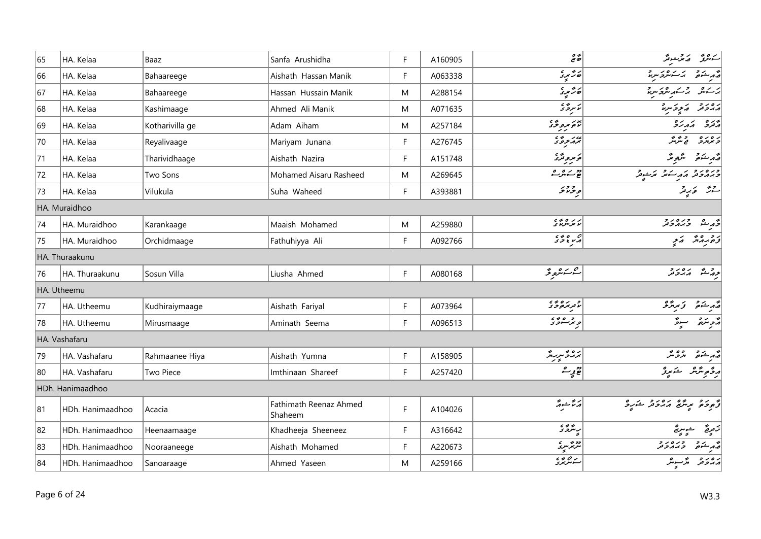| | | | | | | | |
|---|---|---|---|---|---|---|---|
| 65 | HA. Kelaa | Baaz | Sanfa Arushidha | F | A160905 | ބާޒ | ސަންފާ އަރުޝިދާ |
| 66 | HA. Kelaa | Bahaareege | Aishath Hassan Manik | F | A063338 | ބަހާރީގެ | އައިޝަތު ހަސަންމަނިކު |
| 67 | HA. Kelaa | Bahaareege | Hassan Hussain Manik | M | A288154 | ބަހާރީގެ | ހަސަން ހުސައިންމަނިކު |
| 68 | HA. Kelaa | Kashimaage | Ahmed Ali Manik | M | A071635 | ކަށިމާގެ | އަހުމަދު އަލިމަނިކު |
| 69 | HA. Kelaa | Kotharivilla ge | Adam Aiham | M | A257184 | ކޮތަރިވިލާގެ | އާދަމް އައިހަމް |
| 70 | HA. Kelaa | Reyalivaage | Mariyam Junana | F | A276745 | ރޭއަލިވާގެ | މަރިޔަމް ޖުނަނާ |
| 71 | HA. Kelaa | Tharividhaage | Aishath Nazira | F | A151748 | ތަރިވިދާގެ | އައިޝަތު ނާޒިރާ |
| 72 | HA. Kelaa | Two Sons | Mohamed Aisaru Rasheed | M | A269645 | ޓޫސަންސް | މުޙައްމަދު އައިސަރު ރަޝީދު |
| 73 | HA. Kelaa | Vilukula | Suha Waheed | F | A393881 | ވިލުކުލަ | ސުހާ ވަޙީދު |
| HA. Muraidhoo | | | | | | | |
| 74 | HA. Muraidhoo | Karankaage | Maaish Mohamed | M | A259880 | ކަރަންކާގެ | މާއިޝް މުޙައްމަދު |
| 75 | HA. Muraidhoo | Orchidmaage | Fathuhiyya Ali | F | A092766 | އޯކިޑްމާގެ | ފަތުހިއްޔާ އަލި |
| HA. Thuraakunu | | | | | | | |
| 76 | HA. Thuraakunu | Sosun Villa | Liusha Ahmed | F | A080168 | ސޯސަންވިލާ | ލިއުޝާ އަހުމަދު |
| HA. Utheemu | | | | | | | |
| 77 | HA. Utheemu | Kudhiraiymaage | Aishath Fariyal | F | A073964 | ކުދިރައްމާގެ | އައިޝަތު ފަރިޔާލް |
| 78 | HA. Utheemu | Mirusmaage | Aminath Seema | F | A096513 | މިރުސްމާގެ | އާމިނަތު ސީމާ |
| HA. Vashafaru | | | | | | | |
| 79 | HA. Vashafaru | Rahmaanee Hiya | Aishath Yumna | F | A158905 | ރަޙްމާނީހިޔާ | އައިޝަތު ޔުމްނާ |
| 80 | HA. Vashafaru | Two Piece | Imthinaan Shareef | F | A257420 | ޓޫޕީސް | އިމްތިނާން ޝަރީފް |
| HDh. Hanimaadhoo | | | | | | | |
| 81 | HDh. Hanimaadhoo | Acacia | Fathimath Reenaz Ahmed Shaheem | F | A104026 | އަކާޝިއާ | ފާތިމަތު ރީނާޒް އަހުމަދު ޝަހީމް |
| 82 | HDh. Hanimaadhoo | Heenaamaage | Khadheeja Sheeneez | F | A316642 | ހީނާމާގެ | ޚަދީޖާ ޝީނީޒް |
| 83 | HDh. Hanimaadhoo | Nooraaneege | Aishath Mohamed | F | A220673 | ނޫރާނީގެ | އައިޝަތު މުޙައްމަދު |
| 84 | HDh. Hanimaadhoo | Sanoaraage | Ahmed Yaseen | M | A259166 | ސަނޯރާގެ | އަހުމަދު ޔާސީން |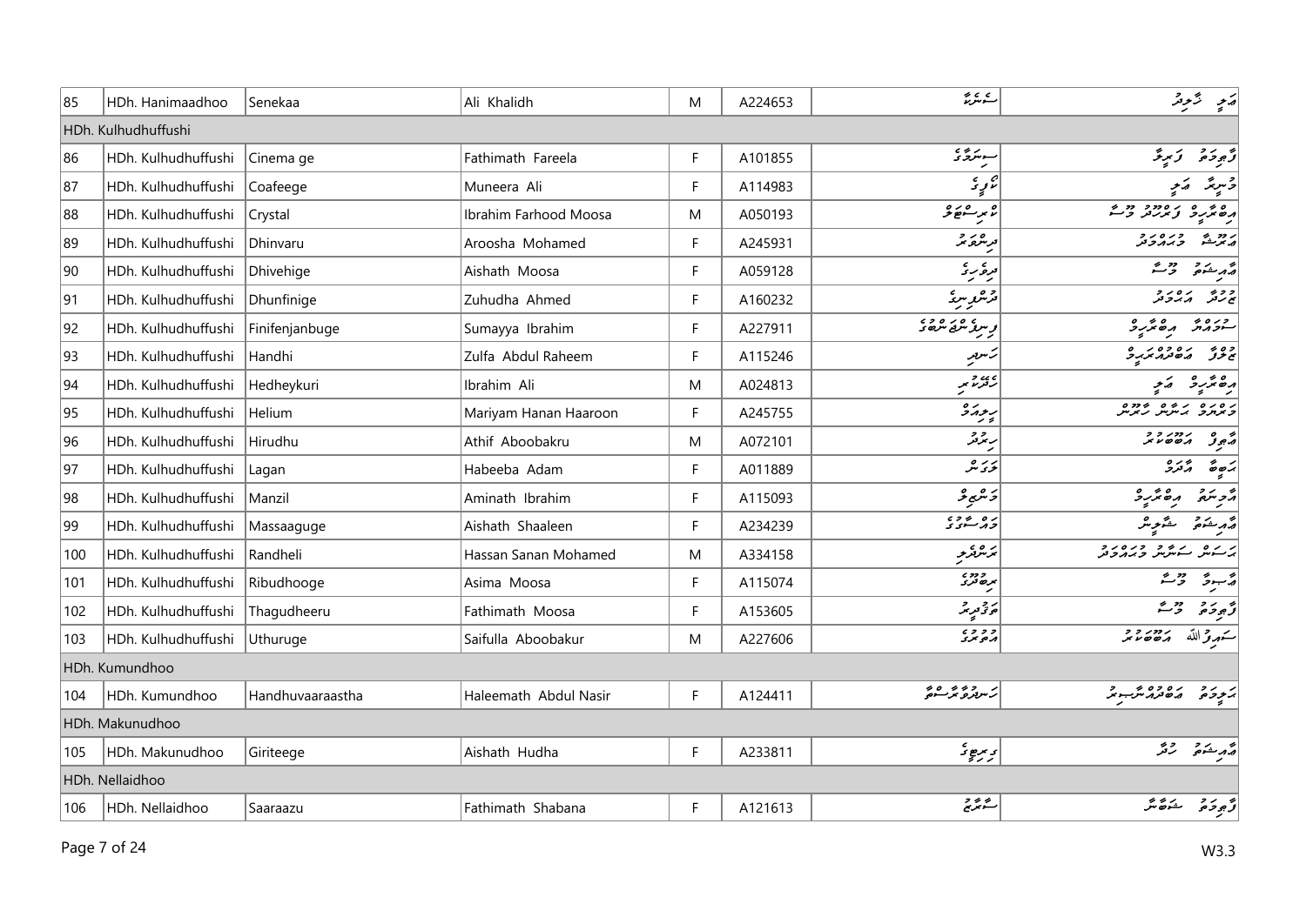| 85 | HDh. Hanimaadhoo | Senekaa | Ali Khalidh | M | A224653 | ސެނެކާ | އަލި ޚާލިދު |
|---|---|---|---|---|---|---|---|
| HDh. Kulhudhuffushi | | | | | | | |
| 86 | HDh. Kulhudhuffushi | Cinema ge | Fathimath Fareela | F | A101855 | ސިނަމާގެ | ފާތިމަތު ފަރީލާ |
| 87 | HDh. Kulhudhuffushi | Coafeege | Muneera Ali | F | A114983 | ކޯފީގެ | މުނީރާ އަލި |
| 88 | HDh. Kulhudhuffushi | Crystal | Ibrahim Farhood Moosa | M | A050193 | ކްރިސްޓަލް | އިބްރާހީމް ފަރްހޫދު މޫސާ |
| 89 | HDh. Kulhudhuffushi | Dhinvaru | Aroosha Mohamed | F | A245931 | ދިންވަރު | އަރޫޝާ މުޙައްމަދު |
| 90 | HDh. Kulhudhuffushi | Dhivehige | Aishath Moosa | F | A059128 | ދިވެހިގެ | އައިޝަތު މޫސާ |
| 91 | HDh. Kulhudhuffushi | Dhunfinige | Zuhudha Ahmed | F | A160232 | ދުންފިނިގެ | ޒުހުދާ އަޙްމަދު |
| 92 | HDh. Kulhudhuffushi | Finifenjanbuge | Sumayya Ibrahim | F | A227911 | ފިނިފެންޖަންބުގެ | ސުމައްޔާ އިބްރާހީމް |
| 93 | HDh. Kulhudhuffushi | Handhi | Zulfa Abdul Raheem | F | A115246 | ހަނދި | ޒުލްފާ އަބްދުއްރަޙީމް |
| 94 | HDh. Kulhudhuffushi | Hedheykuri | Ibrahim Ali | M | A024813 | ހެދޭކުރި | އިބްރާހީމް އަލި |
| 95 | HDh. Kulhudhuffushi | Helium | Mariyam Hanan Haaroon | F | A245755 | ހީލިއަމް | މަރިޔަމް ހަނާން ހާރޫން |
| 96 | HDh. Kulhudhuffushi | Hirudhu | Athif Aboobakru | M | A072101 | ހިރުދު | އާތިފް އަބޫބަކުރު |
| 97 | HDh. Kulhudhuffushi | Lagan | Habeeba Adam | F | A011889 | ލަގަން | ހަބީބާ އާދަމް |
| 98 | HDh. Kulhudhuffushi | Manzil | Aminath Ibrahim | F | A115093 | މަންޒިލް | އާމިނަތު އިބްރާހީމް |
| 99 | HDh. Kulhudhuffushi | Massaaguge | Aishath Shaaleen | F | A234239 | މަސްސާގުގެ | އައިޝަތު ޝާލީން |
| 100 | HDh. Kulhudhuffushi | Randheli | Hassan Sanan Mohamed | M | A334158 | ރަންދެލި | ހަސަން ސަނާން މުޙައްމަދު |
| 101 | HDh. Kulhudhuffushi | Ribudhooge | Asima Moosa | F | A115074 | ރިބުދޫގެ | އާސިމާ މޫސާ |
| 102 | HDh. Kulhudhuffushi | Thagudheeru | Fathimath Moosa | F | A153605 | ތަގުދީރު | ފާތިމަތު މޫސާ |
| 103 | HDh. Kulhudhuffushi | Uthuruge | Saifulla Aboobakur | M | A227606 | އުތުރުގެ | ސައިފުﷲ އަބޫބަކުރު |
| HDh. Kumundhoo | | | | | | | |
| 104 | HDh. Kumundhoo | Handhuvaaraastha | Haleemath Abdul Nasir | F | A124411 | ހަނދުވާރާސްތާ | ހަލީމަތު އަބްދުއްނާޞިރު |
| HDh. Makunudhoo | | | | | | | |
| 105 | HDh. Makunudhoo | Giriteege | Aishath Hudha | F | A233811 | ގިރިޓީގެ | އައިޝަތުހުދާ |
| HDh. Nellaidhoo | | | | | | | |
| 106 | HDh. Nellaidhoo | Saaraazu | Fathimath Shabana | F | A121613 | ސާރާޒު | ފާތިމަތު ޝަބާނާ |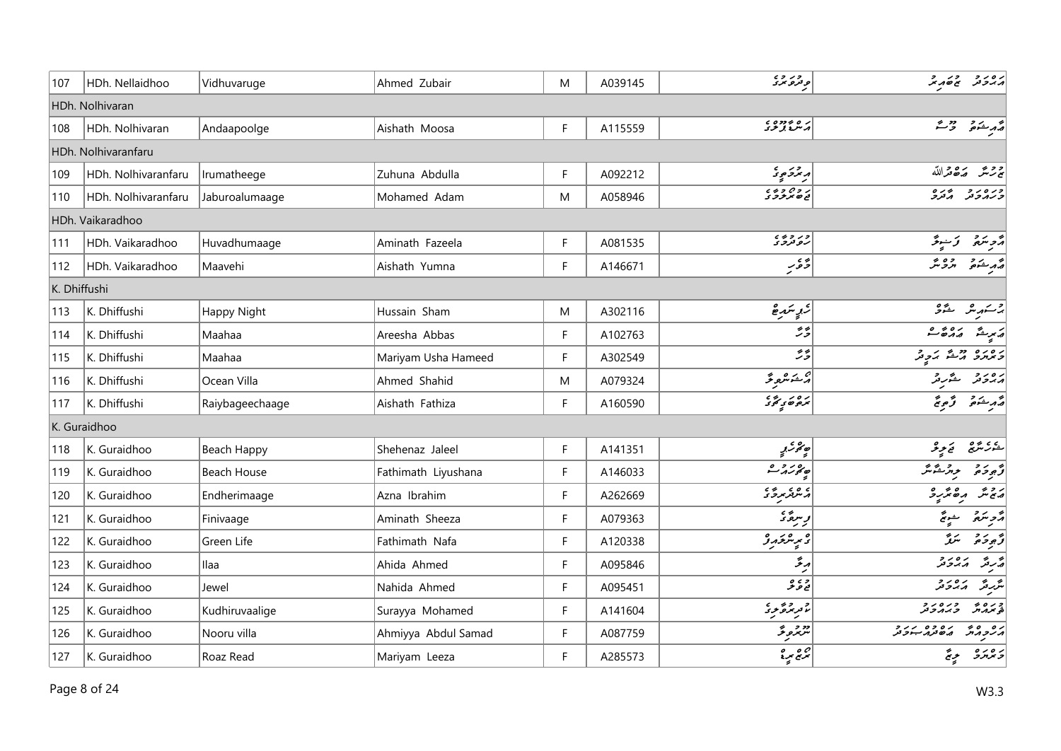| 107 | HDh. Nellaidhoo | Vidhuvaruge | Ahmed Zubair | M | A039145 | ވިދުވަރުގެ | އަޙްމަދު ޒުބައިރު |
|---|---|---|---|---|---|---|---|
| HDh. Nolhivaran | | | | | | | |
| 108 | HDh. Nolhivaran | Andaapoolge | Aishath Moosa | F | A115559 | އަންޑާޕޫލްގެ | އާއިޝަތު މޫސާ |
| HDh. Nolhivaranfaru | | | | | | | |
| 109 | HDh. Nolhivaranfaru | Irumatheege | Zuhuna Abdulla | F | A092212 | އިރުމަތީގެ | ޒުހުނާ އަބްދުﷲ |
| 110 | HDh. Nolhivaranfaru | Jaburoalumaage | Mohamed Adam | M | A058946 | ޖަބުރޯލުމާގެ | މުޙައްމަދު އާދަމް |
| HDh. Vaikaradhoo | | | | | | | |
| 111 | HDh. Vaikaradhoo | Huvadhumaage | Aminath Fazeela | F | A081535 | ހުވަދުމާގެ | އާމިނަތު ފަޒީލާ |
| 112 | HDh. Vaikaradhoo | Maavehi | Aishath Yumna | F | A146671 | މާވެހި | އާއިޝަތު ޔުމްނާ |
| K. Dhiffushi | | | | | | | |
| 113 | K. Dhiffushi | Happy Night | Hussain Sham | M | A302116 | ހެޕީނައިޓް | ހުސައިން ޝާމް |
| 114 | K. Dhiffushi | Maahaa | Areesha Abbas | F | A102763 | މާހާ | އަރީޝާ އައްބާސް |
| 115 | K. Dhiffushi | Maahaa | Mariyam Usha Hameed | F | A302549 | މާހާ | މަރިޔަމް އުށާ ހަމީދު |
| 116 | K. Dhiffushi | Ocean Villa | Ahmed Shahid | M | A079324 | އޯޝަންވިލާ | އަޙްމަދު ޝާހިދު |
| 117 | K. Dhiffushi | Raiybageechaage | Aishath Fathiza | F | A160590 | ރައިބަގީޗާގެ | އާއިޝަތު ފާތިޒާ |
| K. Guraidhoo | | | | | | | |
| 118 | K. Guraidhoo | Beach Happy | Shehenaz Jaleel | F | A141351 | ބީޗްހެޕީ | ޝެހެނާޒް ޖަލީލް |
| 119 | K. Guraidhoo | Beach House | Fathimath Liyushana | F | A146033 | ބީޗްހައުސް | ފާތިމަތު ލިޔުޝަނާ |
| 120 | K. Guraidhoo | Endherimaage | Azna Ibrahim | F | A262669 | އެންދެރިމާގެ | އަޒްނާ އިބްރާހިމް |
| 121 | K. Guraidhoo | Finivaage | Aminath Sheeza | F | A079363 | ފިނިވާގެ | އާމިނަތު ޝީޒާ |
| 122 | K. Guraidhoo | Green Life | Fathimath Nafa | F | A120338 | ގްރީންލައިފް | ފާތިމަތު ނަފާ |
| 123 | K. Guraidhoo | Ilaa | Ahida Ahmed | F | A095846 | އިލާ | އާހިދާ އަޙްމަދު |
| 124 | K. Guraidhoo | Jewel | Nahida Ahmed | F | A095451 | ޖުވެލް | ނާހިދާ އަޙްމަދު |
| 125 | K. Guraidhoo | Kudhiruvaalige | Surayya Mohamed | F | A141604 | ކުދިރުވާލިގެ | ޘުރައްޔާ މުޙައްމަދު |
| 126 | K. Guraidhoo | Nooru villa | Ahmiyya Abdul Samad | F | A087759 | ނޫރުވިލާ | އަޙްމިއްޔާ އަބްދުލްޞަމަދު |
| 127 | K. Guraidhoo | Roaz Read | Mariyam Leeza | F | A285573 | ރޯޒްރީޑް | މަރިޔަމް ލީޒާ |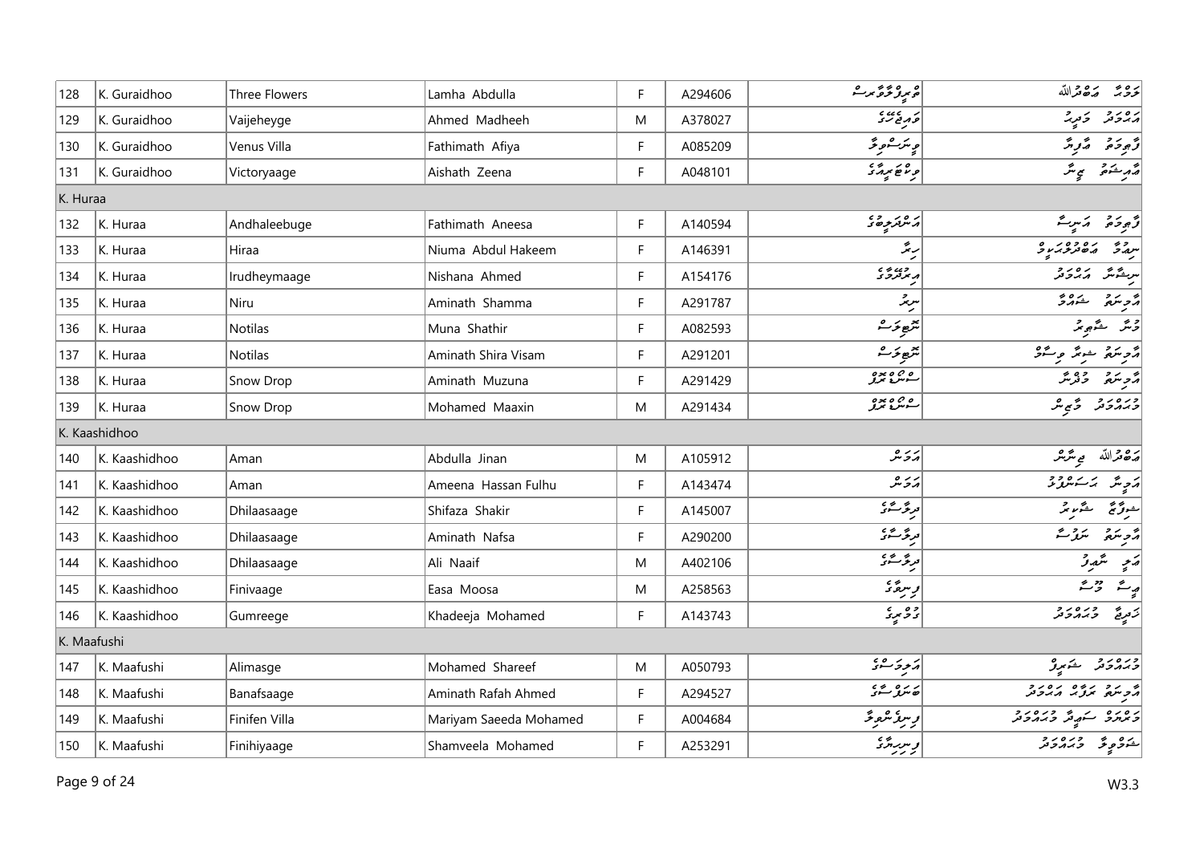| 128 | K. Guraidhoo | Three Flowers | Lamha Abdulla | F | A294606 | ތްރީފްލާވަރސް | ލަމްހާ އަބްދުﷲ |
|---|---|---|---|---|---|---|---|
| 129 | K. Guraidhoo | Vaijeheyge | Ahmed Madheeh | M | A378027 | ވައިޖެހޭގެ | އަހްމަދު މަދީހު |
| 130 | K. Guraidhoo | Venus Villa | Fathimath Afiya | F | A085209 | ވީނަސްވިލާ | ފާތިމަތު އާފިޔާ |
| 131 | K. Guraidhoo | Victoryaage | Aishath Zeena | F | A048101 | ވިކްޓަރީއާގެ | އާއިޝަތު ޒީނާ |
| K. Huraa | | | | | | | |
| 132 | K. Huraa | Andhaleebuge | Fathimath Aneesa | F | A140594 | އަންދަލީބުގެ | ފާތިމަތު އަނީސާ |
| 133 | K. Huraa | Hiraa | Niuma Abdul Hakeem | F | A146391 | ހިރާ | ނިޢުމާ އަބްދުލްހަކީމް |
| 134 | K. Huraa | Irudheymaage | Nishana Ahmed | F | A154176 | އިރުދޭމާގެ | ނިޝާނާ އަހްމަދު |
| 135 | K. Huraa | Niru | Aminath Shamma | F | A291787 | ނިރު | އާމިނަތު ޝައްމާ |
| 136 | K. Huraa | Notilas | Muna Shathir | F | A082593 | ނޯޓިލަސް | މުނާ ޝާތިރު |
| 137 | K. Huraa | Notilas | Aminath Shira Visam | F | A291201 | ނޯޓިލަސް | އާމިނަތު ޝިރާ ވިސާމް |
| 138 | K. Huraa | Snow Drop | Aminath Muzuna | F | A291429 | ސްނޯޑްރޮޕް | އާމިނަތު މުޒުނާ |
| 139 | K. Huraa | Snow Drop | Mohamed Maaxin | M | A291434 | ސްނޯޑްރޮޕް | މުހައްމަދު މާޒިން |
| K. Kaashidhoo | | | | | | | |
| 140 | K. Kaashidhoo | Aman | Abdulla Jinan | M | A105912 | އަމަން | އަބްދުﷲ ޖިނާން |
| 141 | K. Kaashidhoo | Aman | Ameena Hassan Fulhu | F | A143474 | އަމަން | އަމީނާ ހަސަންފުޅު |
| 142 | K. Kaashidhoo | Dhilaasaage | Shifaza Shakir | F | A145007 | ދިލާސާގެ | ޝިފާޒާ ޝާކިރު |
| 143 | K. Kaashidhoo | Dhilaasaage | Aminath Nafsa | F | A290200 | ދިލާސާގެ | އާމިނަތު ނަފްސާ |
| 144 | K. Kaashidhoo | Dhilaasaage | Ali Naaif | M | A402106 | ދިލާސާގެ | އަލި ނާއިފް |
| 145 | K. Kaashidhoo | Finivaage | Easa Moosa | M | A258563 | ފިނިވާގެ | ޢީސާ މޫސާ |
| 146 | K. Kaashidhoo | Gumreege | Khadeeja Mohamed | F | A143743 | ގުމްރީގެ | ޚަދީޖާ މުހައްމަދު |
| K. Maafushi | | | | | | | |
| 147 | K. Maafushi | Alimasge | Mohamed Shareef | M | A050793 | އަލިމަސްގެ | މުހައްމަދު ޝަރީފް |
| 148 | K. Maafushi | Banafsaage | Aminath Rafah Ahmed | F | A294527 | ބަނަފްސާގެ | އާމިނަތު ރަފާހް އަހްމަދު |
| 149 | K. Maafushi | Finifen Villa | Mariyam Saeeda Mohamed | F | A004684 | ފިނިފެންވިލާ | މަރިޔަމް ސަޢީދާ މުހައްމަދު |
| 150 | K. Maafushi | Finihiyaage | Shamveela Mohamed | F | A253291 | ފިނިހިޔާގެ | ޝަމްވީލާ މުހައްމަދު |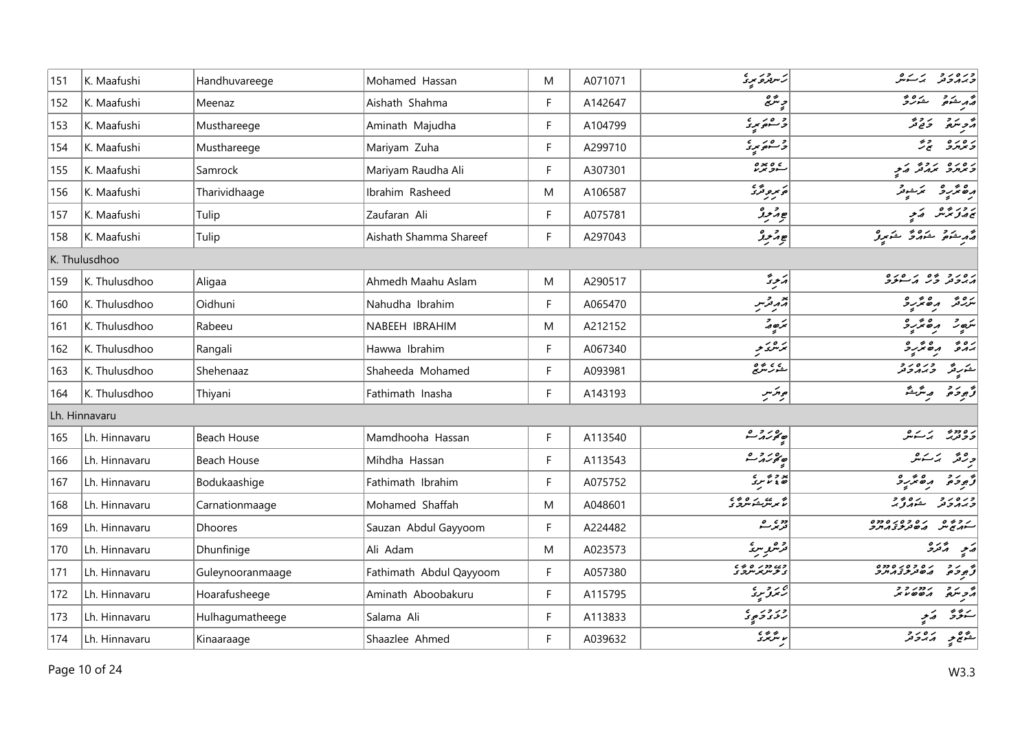| 151 | K. Maafushi | Handhuvareege | Mohamed Hassan | M | A071071 | ހަނދުވަރީގެ | މުހައްމަދު ހަސަން |
|---|---|---|---|---|---|---|---|
| 152 | K. Maafushi | Meenaz | Aishath Shahma | F | A142647 | މީނާޒް | އައިށަތު ޝަހުމާ |
| 153 | K. Maafushi | Musthareege | Aminath Majudha | F | A104799 | މުސްތަރީގެ | އާމިނަތު މަޖުދާ |
| 154 | K. Maafushi | Musthareege | Mariyam Zuha | F | A299710 | މުސްތަރީގެ | މަރިޔަމް ޒުހާ |
| 155 | K. Maafushi | Samrock | Mariyam Raudha Ali | F | A307301 | ސަމްރޮކް | މަރިޔަމް ރައުދާ އަލި |
| 156 | K. Maafushi | Tharividhaage | Ibrahim Rasheed | M | A106587 | ތަރިވިދާގެ | އިބްރާހީމް ރަޝީދު |
| 157 | K. Maafushi | Tulip | Zaufaran Ali | F | A075781 | ޓިއުލިޕް | ޒައުފަރާން އަލި |
| 158 | K. Maafushi | Tulip | Aishath Shamma Shareef | F | A297043 | ޓިއުލިޕް | އައިށަތު ޝައްމާ ޝަރީފް |
| K. Thulusdhoo | | | | | | | |
| 159 | K. Thulusdhoo | Aligaa | Ahmedh Maahu Aslam | M | A290517 | އަލިގާ | އަހުމަދު މާހު އަސްލަމް |
| 160 | K. Thulusdhoo | Oidhuni | Nahudha Ibrahim | F | A065470 | އޮއިދުނި | ނަހުދާ އިބްރާހީމް |
| 161 | K. Thulusdhoo | Rabeeu | NABEEH IBRAHIM | M | A212152 | ރަބީއު | ނަބީހު އިބްރާހީމް |
| 162 | K. Thulusdhoo | Rangali | Hawwa Ibrahim | F | A067340 | ރަންގަލި | ހައްވާ އިބްރާހީމް |
| 163 | K. Thulusdhoo | Shehenaaz | Shaheeda Mohamed | F | A093981 | ޝެހެނާޒް | ޝަހީދާ މުހައްމަދު |
| 164 | K. Thulusdhoo | Thiyani | Fathimath Inasha | F | A143193 | ތިޔަނި | ފާތިމަތު އިނާޝާ |
| Lh. Hinnavaru | | | | | | | |
| 165 | Lh. Hinnavaru | Beach House | Mamdhooha Hassan | F | A113540 | ބީޗްހައުސް | މަމްދޫހާ ހަސަން |
| 166 | Lh. Hinnavaru | Beach House | Mihdha Hassan | F | A113543 | ބީޗްހައުސް | މިހްދާ ހަސަން |
| 167 | Lh. Hinnavaru | Bodukaashige | Fathimath Ibrahim | F | A075752 | ބޮޑުކާށިގެ | ފާތިމަތު އިބްރާހީމް |
| 168 | Lh. Hinnavaru | Carnationmaage | Mohamed Shaffah | M | A048601 | ކާނޭޝަންމާގެ | މުހައްމަދު ޝައްފާހު |
| 169 | Lh. Hinnavaru | Dhoores | Sauzan Abdul Gayyoom | F | A224482 | ދޫރެސް | ސައުޒަން އަބްދުލްގައްޔޫމް |
| 170 | Lh. Hinnavaru | Dhunfinige | Ali Adam | M | A023573 | ދުންފިނިގެ | އަލި އާދަމް |
| 171 | Lh. Hinnavaru | Guleynooranmaage | Fathimath Abdul Qayyoom | F | A057380 | ގުލޭނޫރަންމާގެ | ފާތިމަތު އަބްދުލްޤައްޔޫމް |
| 172 | Lh. Hinnavaru | Hoarafusheege | Aminath Aboobakuru | F | A115795 | ހޯރަފުށީގެ | އާމިނަތު އަބޫބަކުރު |
| 173 | Lh. Hinnavaru | Hulhagumatheege | Salama Ali | F | A113833 | ހުޅަގުމަތީގެ | ސަލާމާ އަލި |
| 174 | Lh. Hinnavaru | Kinaaraage | Shaazlee Ahmed | F | A039632 | ކިނާރާގެ | ޝާޒްލީ އަހުމަދު |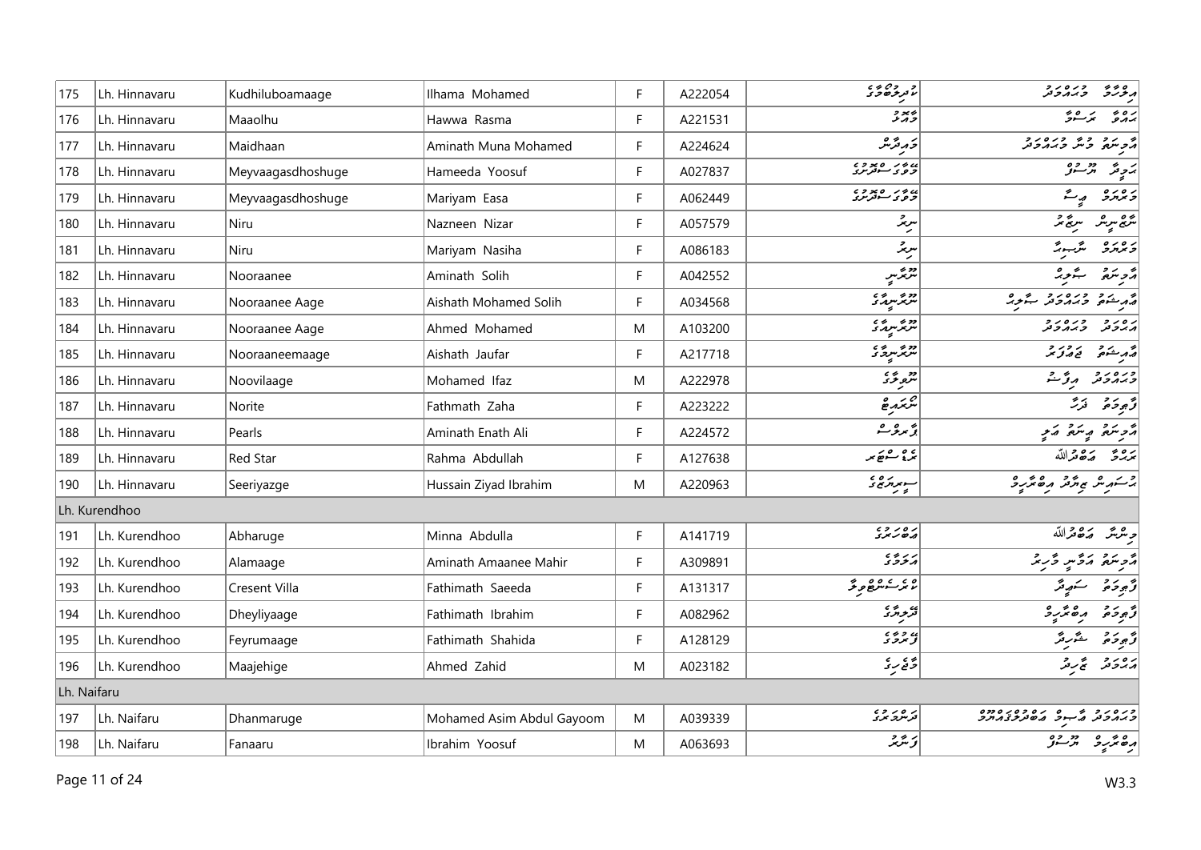| 175 | Lh. Hinnavaru | Kudhiluboamaage | Ilhama Mohamed | F | A222054 | ކުދިލުބޯމާގެ | އިލްހާމާ މުހައްމަދު |
|---|---|---|---|---|---|---|---|
| 176 | Lh. Hinnavaru | Maaolhu | Hawwa Rasma | F | A221531 | މާއޮޅު | ހައްވާ ރަސްމާ |
| 177 | Lh. Hinnavaru | Maidhaan | Aminath Muna Mohamed | F | A224624 | މައިދާން | އާމިނަތު މުނާ މުހައްމަދު |
| 178 | Lh. Hinnavaru | Meyvaagasdhoshuge | Hameeda Yoosuf | F | A027837 | މޭވާގަސްދޮށުގެ | ހަމީދާ ޔޫސުފު |
| 179 | Lh. Hinnavaru | Meyvaagasdhoshuge | Mariyam Easa | F | A062449 | މޭވާގަސްދޮށުގެ | މަރިޔަމް ޢީސާ |
| 180 | Lh. Hinnavaru | Niru | Nazneen Nizar | F | A057579 | ނިރު | ނާޒްނީން ނިޒާރު |
| 181 | Lh. Hinnavaru | Niru | Mariyam Nasiha | F | A086183 | ނިރު | މަރިޔަމް ނާސިހާ |
| 182 | Lh. Hinnavaru | Nooraanee | Aminath Solih | F | A042552 | ނޫރާނީ | އާމިނަތު ސާލިހު |
| 183 | Lh. Hinnavaru | Nooraanee Aage | Aishath Mohamed Solih | F | A034568 | ނޫރާނީއާގެ | ޢާއިޝަތު މުހައްމަދު ސާލިހު |
| 184 | Lh. Hinnavaru | Nooraanee Aage | Ahmed Mohamed | M | A103200 | ނޫރާނީއާގެ | އަހްމަދު މުހައްމަދު |
| 185 | Lh. Hinnavaru | Nooraaneemaage | Aishath Jaufar | F | A217718 | ނޫރާނީމާގެ | ޢާއިޝަތު ޖައުފަރު |
| 186 | Lh. Hinnavaru | Noovilaage | Mohamed Ifaz | M | A222978 | ނޫވިލާގެ | މުހައްމަދު އިފާޒު |
| 187 | Lh. Hinnavaru | Norite | Fathmath Zaha | F | A223222 | ނޮރައިޓް | ފާތިމަތު ޒަހާ |
| 188 | Lh. Hinnavaru | Pearls | Aminath Enath Ali | F | A224572 | ޕާރލްސް | އާމިނަތު އީނާތު ޢަލީ |
| 189 | Lh. Hinnavaru | Red Star | Rahma Abdullah | F | A127638 | ރެޑްސްޓަރ | ރަހުމާ ޢަބްދުﷲ |
| 190 | Lh. Hinnavaru | Seeriyazge | Hussain Ziyad Ibrahim | M | A220963 | ސީރިޔަޒްގެ | ހުސައިން ޒިޔާދު އިބްރާހީމް |
| Lh. Kurendhoo | | | | | | | |
| 191 | Lh. Kurendhoo | Abharuge | Minna Abdulla | F | A141719 | އަބަރުގެ | މިންނާ ޢަބްދުﷲ |
| 192 | Lh. Kurendhoo | Alamaage | Aminath Amaanee Mahir | F | A309891 | އަލަމާގެ | އާމިނަތު އަމާނީ މާހިރު |
| 193 | Lh. Kurendhoo | Cresent Villa | Fathimath Saeeda | F | A131317 | ކްރެސެންޓްވިލާ | ފާތިމަތު ސަޢީދާ |
| 194 | Lh. Kurendhoo | Dheyliyaage | Fathimath Ibrahim | F | A082962 | ދޭލިޔާގެ | ފާތިމަތު އިބްރާހީމް |
| 195 | Lh. Kurendhoo | Feyrumaage | Fathimath Shahida | F | A128129 | ފޭރުމާގެ | ފާތިމަތު ޝާހިދާ |
| 196 | Lh. Kurendhoo | Maajehige | Ahmed Zahid | M | A023182 | މާޖެހިގެ | އަހްމަދު ޒާހިދު |
| Lh. Naifaru | | | | | | | |
| 197 | Lh. Naifaru | Dhanmaruge | Mohamed Asim Abdul Gayoom | M | A039339 | ދަންމަރުގެ | މުހައްމަދު އާސިމް ޢަބްދުލްޤައްޔޫމް |
| 198 | Lh. Naifaru | Fanaaru | Ibrahim Yoosuf | M | A063693 | ފަނާރު | އިބްރާހީމް ޔޫސުފް |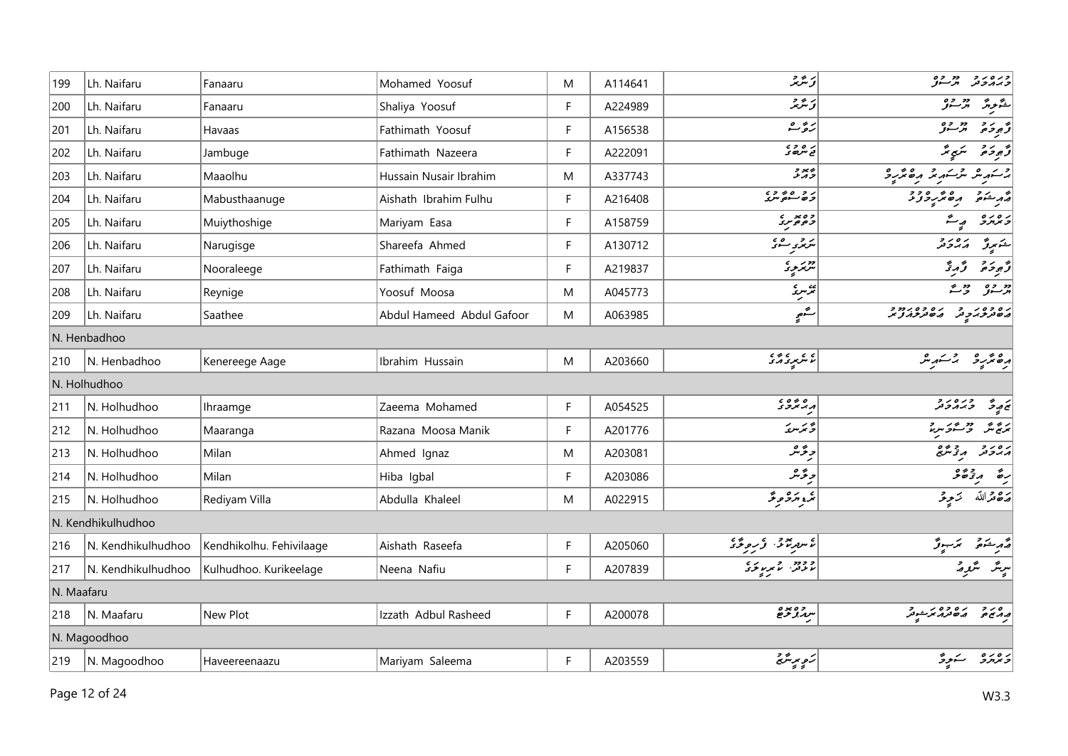| 199 | Lh. Naifaru | Fanaaru | Mohamed Yoosuf | M | A114641 | ފަނާރު | މުޙައްމަދު ޔޫސުފު |
|---|---|---|---|---|---|---|---|
| 200 | Lh. Naifaru | Fanaaru | Shaliya Yoosuf | F | A224989 | ފަނާރު | ޝާލިޔާ ޔޫސުފު |
| 201 | Lh. Naifaru | Havaas | Fathimath Yoosuf | F | A156538 | ހަވާސް | ފާތިމަތު ޔޫސުފު |
| 202 | Lh. Naifaru | Jambuge | Fathimath Nazeera | F | A222091 | ޖަންބުގެ | ފާތިމަތު ނަޒީރާ |
| 203 | Lh. Naifaru | Maaolhu | Hussain Nusair Ibrahim | M | A337743 | މާއޮޅު | ހުސައިން ނުސައިރު އިބްރާހިމް |
| 204 | Lh. Naifaru | Mabusthaanuge | Aishath Ibrahim Fulhu | F | A216408 | މަބުސްތާނުގެ | އައިޝަތު އިބްރާހިމްފުޅު |
| 205 | Lh. Naifaru | Muiythoshige | Mariyam Easa | F | A158759 | މުއީތޮށިގެ | މަރިޔަމް ޢީސާ |
| 206 | Lh. Naifaru | Narugisge | Shareefa Ahmed | F | A130712 | ނަރުގިސްގެ | ޝަރީފާ އަޙްމަދު |
| 207 | Lh. Naifaru | Nooraleege | Fathimath Faiga | F | A219837 | ނޫރަލީގެ | ފާތިމަތު ފާއިގާ |
| 208 | Lh. Naifaru | Reynige | Yoosuf Moosa | M | A045773 | ރޭނިގެ | ޔޫސުފު މޫސާ |
| 209 | Lh. Naifaru | Saathee | Abdul Hameed Abdul Gafoor | M | A063985 | ސާތީ | އަބްދުލްޙަމީދު އަބްދުލްޣަފޫރު |
| N. Henbadhoo | | | | | | | |
| 210 | N. Henbadhoo | Kenereege Aage | Ibrahim Hussain | M | A203660 | ކެނެރީގެއާގެ | އިބްރާހިމް ހުސައިން |
| N. Holhudhoo | | | | | | | |
| 211 | N. Holhudhoo | Ihraamge | Zaeema Mohamed | F | A054525 | އިޙްރާމްގެ | ޒައީމާ މުޙައްމަދު |
| 212 | N. Holhudhoo | Maaranga | Razana Moosa Manik | F | A201776 | މާރަނގަ | ރަޒާނާ މޫސާމަނިކު |
| 213 | N. Holhudhoo | Milan | Ahmed Ignaz | M | A203081 | މިލާން | އަޙްމަދު އިގްނާޒް |
| 214 | N. Holhudhoo | Milan | Hiba Igbal | F | A203086 | މިލާން | ހިބާ އިގްބާލް |
| 215 | N. Holhudhoo | Rediyam Villa | Abdulla Khaleel | M | A022915 | ރެޑިޔަމްވިލާ | އަބްދުﷲ ޚަލީލް |
| N. Kendhikulhudhoo | | | | | | | |
| 216 | N. Kendhikulhudhoo | Kendhikolhu. Fehivilaage | Aishath Raseefa | F | A205060 | ކެނދިކޮޅު. ފެހިވިލާގެ | އައިޝަތު ރަސީފާ |
| 217 | N. Kendhikulhudhoo | Kulhudhoo. Kurikeelage | Neena Nafiu | F | A207839 | ކުޅުދޫ. ކުރިކީލަގެ | ނީނާ ނާފިޢު |
| N. Maafaru | | | | | | | |
| 218 | N. Maafaru | New Plot | Izzath Adbul Rasheed | F | A200078 | ނިއުޕްލޮޓް | ޢިއްޒަތު އަބްދުއްރަޝީދު |
| N. Magoodhoo | | | | | | | |
| 219 | N. Magoodhoo | Haveereenaazu | Mariyam Saleema | F | A203559 | ހަވީރީނާޒު | މަރިޔަމް ސަލީމާ |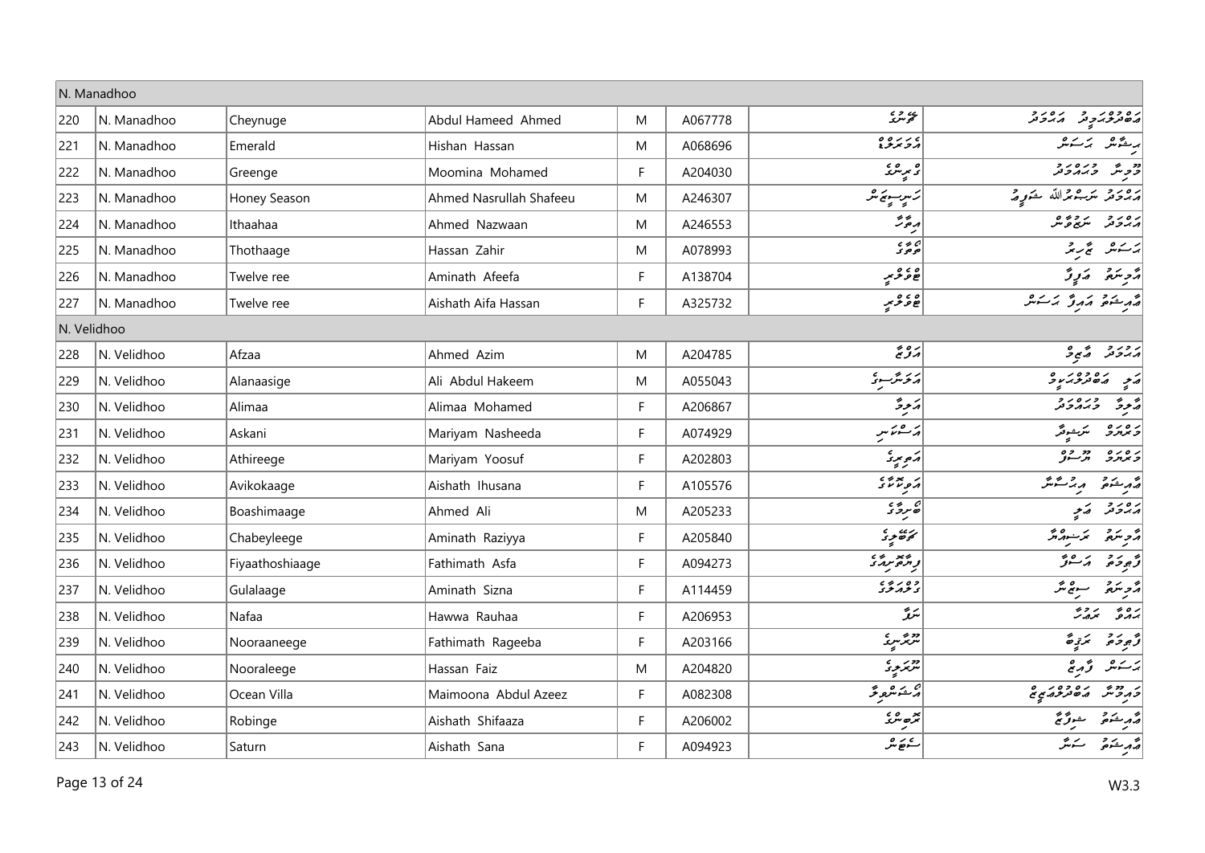| N. Manadhoo | | | | | | | |
|---|---|---|---|---|---|---|---|
| 220 | N. Manadhoo | Cheynuge | Abdul Hameed Ahmed | M | A067778 | ޗޭނުގެ | އަބްދުލްޙަމީދު އަޙްމަދު |
| 221 | N. Manadhoo | Emerald | Hishan Hassan | M | A068696 | އެމެރަލްޑް | ހިޝާން ހަސަން |
| 222 | N. Manadhoo | Greenge | Moomina Mohamed | F | A204030 | ގްރީންގެ | މޫމިނާ މުޙައްމަދު |
| 223 | N. Manadhoo | Honey Season | Ahmed Nasrullah Shafeeu | M | A246307 | ހަނީސީޒަން | އަޙްމަދު ނަޞްރުﷲ ޝަފީޢު |
| 224 | N. Manadhoo | Ithaahaa | Ahmed Nazwaan | M | A246553 | އިތާހާ | އަޙްމަދު ނަޒްވާން |
| 225 | N. Manadhoo | Thothaage | Hassan Zahir | M | A078993 | ތޮތާގެ | ހަސަން ޒާހިރު |
| 226 | N. Manadhoo | Twelve ree | Aminath Afeefa | F | A138704 | ޓްވެލްވްރީ | އާމިނަތު އަފީފާ |
| 227 | N. Manadhoo | Twelve ree | Aishath Aifa Hassan | F | A325732 | ޓްވެލްވްރީ | އާއިޝަތު އައިފާ ހަސަން |
| N. Velidhoo | | | | | | | |
| 228 | N. Velidhoo | Afzaa | Ahmed Azim | M | A204785 | އަފްޒާ | އަހުމަދު އާޒިމް |
| 229 | N. Velidhoo | Alanaasige | Ali Abdul Hakeem | M | A055043 | އަލަނާސިގެ | އަލި އަބްދުލްހަކީމް |
| 230 | N. Velidhoo | Alimaa | Alimaa Mohamed | F | A206867 | އަލިމާ | އަލިމާ މުޙައްމަދު |
| 231 | N. Velidhoo | Askani | Mariyam Nasheeda | F | A074929 | އަސްކަނި | މަރިޔަމް ނަޝީދާ |
| 232 | N. Velidhoo | Athireege | Mariyam Yoosuf | F | A202803 | އަތިރީގެ | މަރިޔަމް ޔޫސުފް |
| 233 | N. Velidhoo | Avikokaage | Aishath Ihusana | F | A105576 | އަވިކޮކާގެ | އާއިޝަތު އިހުސާނާ |
| 234 | N. Velidhoo | Boashimaage | Ahmed Ali | M | A205233 | ބޯޝިމާގެ | އަޙްމަދު އަލި |
| 235 | N. Velidhoo | Chabeyleege | Aminath Raziyya | F | A205840 | ޗަބޭލީގެ | އާމިނަތު ރަޟިއްޔާ |
| 236 | N. Velidhoo | Fiyaathoshiaage | Fathimath Asfa | F | A094273 | ފިޔާތޮށިއާގެ | ފާތިމަތު އަސްފާ |
| 237 | N. Velidhoo | Gulalaage | Aminath Sizna | F | A114459 | ގުލަލާގެ | އާމިނަތު ސިޒްނާ |
| 238 | N. Velidhoo | Nafaa | Hawwa Rauhaa | F | A206953 | ނަފާ | ހައްވާ ރައުހާ |
| 239 | N. Velidhoo | Nooraaneege | Fathimath Rageeba | F | A203166 | ނޫރާނީގެ | ފާތިމަތު ރަޤީބާ |
| 240 | N. Velidhoo | Nooraleege | Hassan Faiz | M | A204820 | ނޫރަލީގެ | ހަސަން ފާއިޒު |
| 241 | N. Velidhoo | Ocean Villa | Maimoona Abdul Azeez | F | A082308 | އޯޝަންވިލާ | މައިމޫނާ އަބްދުލްއަޒީޒު |
| 242 | N. Velidhoo | Robinge | Aishath Shifaaza | F | A206002 | ރޮބިންގެ | އާއިޝަތު ޝިފާޒާ |
| 243 | N. Velidhoo | Saturn | Aishath Sana | F | A094923 | ސެޓަރން | އާއިޝަތު ސަނާ |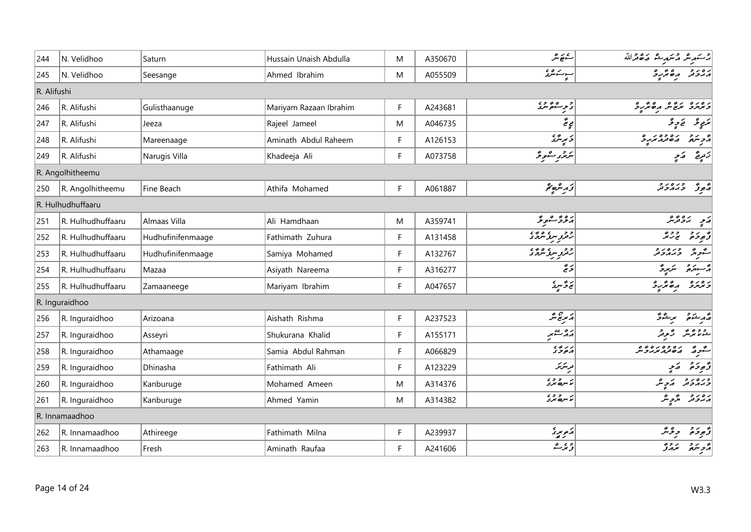| | | | | | | | |
|---|---|---|---|---|---|---|---|
| 244 | N. Velidhoo | Saturn | Hussain Unaish Abdulla | M | A350670 | ސެޓަރން | ޙުސައިން އުނައިޝް އަބްދުﷲ |
| 245 | N. Velidhoo | Seesange | Ahmed Ibrahim | M | A055509 | ސީސަންގެ | އަޙްމަދު އިބްރާހީމް |
| R. Alifushi | | | | | | | |
| 246 | R. Alifushi | Gulisthaanuge | Mariyam Razaan Ibrahim | F | A243681 | ގުލިސްތާނުގެ | މަރިޔަމް ރަޒާން އިބްރާހީމް |
| 247 | R. Alifushi | Jeeza | Rajeel Jameel | M | A046735 | ޖީޒާ | ރަޖީލް ޖަމީލް |
| 248 | R. Alifushi | Mareenaage | Aminath Abdul Raheem | F | A126153 | މަރީނާގެ | އާމިނަތު އަބްދުއްރަޙީމް |
| 249 | R. Alifushi | Narugis Villa | Khadeeja Ali | F | A073758 | ނަރުގިސްވިލާ | ޚަދީޖާ އަލި |
| R. Angolhitheemu | | | | | | | |
| 250 | R. Angolhitheemu | Fine Beach | Athifa Mohamed | F | A061887 | ފައިންބީޗް | އާތިފާ މުޙައްމަދު |
| R. Hulhudhuffaaru | | | | | | | |
| 251 | R. Hulhudhuffaaru | Almaas Villa | Ali Hamdhaan | M | A359741 | އަލްމާސްވިލާ | އަލި ހަމްދާން |
| 252 | R. Hulhudhuffaaru | Hudhufinifenmaage | Fathimath Zuhura | F | A131458 | ހުދުފިނިފެންމާގެ | ފާތިމަތު ޒުހުރާ |
| 253 | R. Hulhudhuffaaru | Hudhufinifenmaage | Samiya Mohamed | F | A132767 | ހުދުފިނިފެންމާގެ | ސާމިޔާ މުޙައްމަދު |
| 254 | R. Hulhudhuffaaru | Mazaa | Asiyath Nareema | F | A316277 | މަޒާ | އާސިޔަތު ނަރީމާ |
| 255 | R. Hulhudhuffaaru | Zamaaneege | Mariyam Ibrahim | F | A047657 | ޒަމާނީގެ | މަރިޔަމް އިބްރާހީމް |
| R. Inguraidhoo | | | | | | | |
| 256 | R. Inguraidhoo | Arizoana | Aishath Rishma | F | A237523 | އަރިޒޯނާ | އާއިޝަތު ރިޝްމާ |
| 257 | R. Inguraidhoo | Asseyri | Shukurana Khalid | F | A155171 | އައްސޭރި | ޝުކުރާނާ ޚާލިދު |
| 258 | R. Inguraidhoo | Athamaage | Samia Abdul Rahman | F | A066829 | އަތަމާގެ | ސާމިޔާ އަބްދުއްރަޙްމާން |
| 259 | R. Inguraidhoo | Dhinasha | Fathimath Ali | F | A123229 | ދިނަޝާ | ފާތިމަތު އަލި |
| 260 | R. Inguraidhoo | Kanburuge | Mohamed Ameen | M | A314376 | ކަނބުރުގެ | މުޙައްމަދު އަމީން |
| 261 | R. Inguraidhoo | Kanburuge | Ahmed Yamin | M | A314382 | ކަނބުރުގެ | އަޙްމަދު ޔާމިން |
| R. Innamaadhoo | | | | | | | |
| 262 | R. Innamaadhoo | Athireege | Fathimath Milna | F | A239937 | އަތިރީގެ | ފާތިމަތު މިލްނާ |
| 263 | R. Innamaadhoo | Fresh | Aminath Raufaa | F | A241606 | ފްރެޝް | އާމިނަތު ރައުފާ |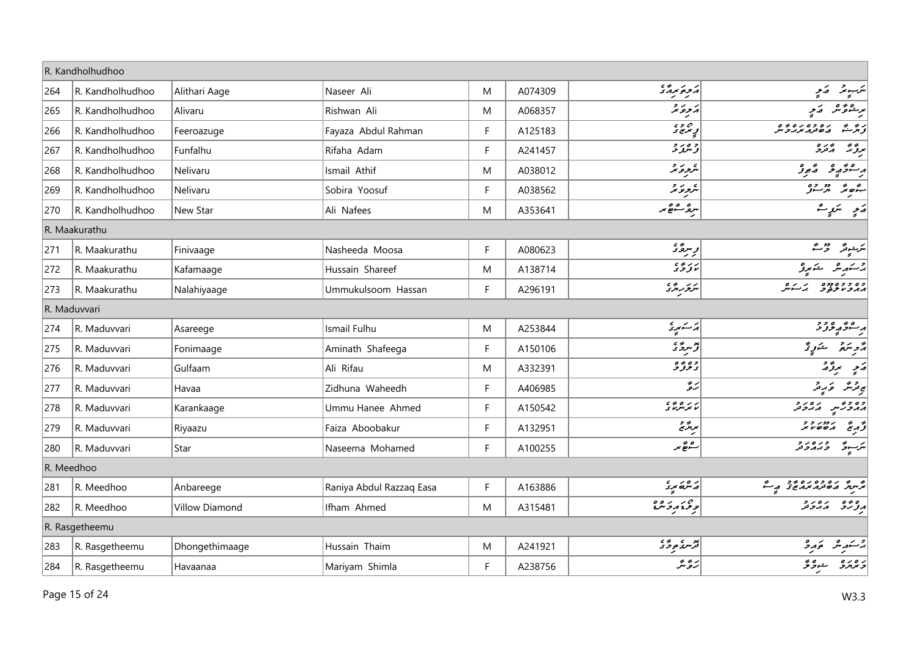| R. Kandholhudhoo | | | | | | | |
|---|---|---|---|---|---|---|---|
| 264 | R. Kandholhudhoo | Alithari Aage | Naseer Ali | M | A074309 | އަލިތަރިއާގެ | ނަސީރު އަލި |
| 265 | R. Kandholhudhoo | Alivaru | Rishwan Ali | M | A068357 | އަލިވަރު | ރިޝްވާން އަލި |
| 266 | R. Kandholhudhoo | Feeroazuge | Fayaza Abdul Rahman | F | A125183 | ފީރޯޒުގެ | ފައްޔާޒާ އަބްދުއްރަޙްމާން |
| 267 | R. Kandholhudhoo | Funfalhu | Rifaha Adam | F | A241457 | ފުންފަޅު | ރިފާހާ އާދަމް |
| 268 | R. Kandholhudhoo | Nelivaru | Ismail Athif | M | A038012 | ނެލިވަރު | އިސްމާޢީލް އާތިފް |
| 269 | R. Kandholhudhoo | Nelivaru | Sobira Yoosuf | F | A038562 | ނެލިވަރު | ސާބިރާ ޔޫސުފް |
| 270 | R. Kandholhudhoo | New Star | Ali Nafees | M | A353641 | ނިއުސްޓާރ | އަލި ނަފީސް |
| R. Maakurathu | | | | | | | |
| 271 | R. Maakurathu | Finivaage | Nasheeda Moosa | F | A080623 | ފިނިވާގެ | ނަޝީދާ މޫސާ |
| 272 | R. Maakurathu | Kafamaage | Hussain Shareef | M | A138714 | ކަފަމާގެ | ހުސައިން ޝަރީފް |
| 273 | R. Maakurathu | Nalahiyaage | Ummukulsoom Hassan | F | A296191 | ނަލަހިޔާގެ | އުއްމުކުލްސޫމް ހަސަން |
| R. Maduvvari | | | | | | | |
| 274 | R. Maduvvari | Asareege | Ismail Fulhu | M | A253844 | އަސަރީގެ | އިސްމާޢީލްފުޅު |
| 275 | R. Maduvvari | Fonimaage | Aminath Shafeega | F | A150106 | ފޮނިމާގެ | އާމިނަތު ޝަފީގާ |
| 276 | R. Maduvvari | Gulfaam | Ali Rifau | M | A332391 | ގުލްފާމް | އަލި ރިފާއު |
| 277 | R. Maduvvari | Havaa | Zidhuna Waheedh | F | A406985 | ހަވާ | ޒިދުނާ ވަޙީދު |
| 278 | R. Maduvvari | Karankaage | Ummu Hanee Ahmed | F | A150542 | ކަރަންކާގެ | އުއްމުހާނީ އަޙްމަދު |
| 279 | R. Maduvvari | Riyaazu | Faiza Aboobakur | F | A132951 | ރިޔާޒު | ފާއިޒާ އަބޫބަކުރު |
| 280 | R. Maduvvari | Star | Naseema Mohamed | F | A100255 | ސްޓާރ | ނަސީމާ މުޙައްމަދު |
| R. Meedhoo | | | | | | | |
| 281 | R. Meedhoo | Anbareege | Raniya Abdul Razzaq Easa | F | A163886 | އަންބަރީގެ | ރާނިޔާ އަބްދުއްރައްޒާޤު ޢީސާ |
| 282 | R. Meedhoo | Villow Diamond | Ifham Ahmed | M | A315481 | ވިލޯޑައިމަންޑް | އިފްހާމް އަޙްމަދު |
| R. Rasgetheemu | | | | | | | |
| 283 | R. Rasgetheemu | Dhongethimaage | Hussain Thaim | M | A241921 | ދޮންގެތިމާގެ | ހުސައިން ތައިމް |
| 284 | R. Rasgetheemu | Havaanaa | Mariyam Shimla | F | A238756 | ހަވާނާ | މަރިޔަމް ޝިމްލާ |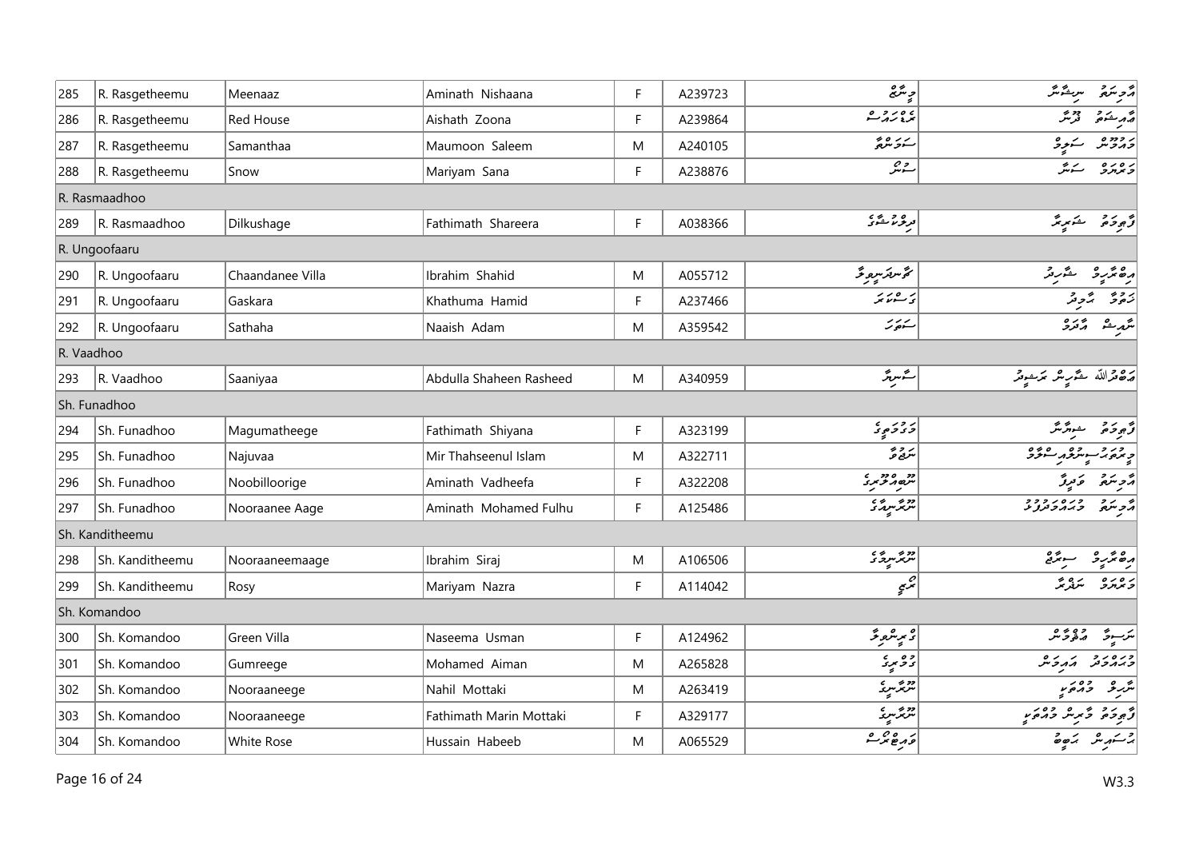| 285 | R. Rasgetheemu | Meenaaz | Aminath Nishaana | F | A239723 | ޓީނާޒް | އާމިނަތު ނިޝާނާ |
|---|---|---|---|---|---|---|---|
| 286 | R. Rasgetheemu | Red House | Aishath Zoona | F | A239864 | ރެޑްހައުސް | އައިޝަތު ޒޫނާ |
| 287 | R. Rasgetheemu | Samanthaa | Maumoon Saleem | M | A240105 | ސަމަންތާ | މައުމޫން ސަލީމް |
| 288 | R. Rasgetheemu | Snow | Mariyam Sana | F | A238876 | ސްނޯ | މަރިޔަމް ސަނާ |
| R. Rasmaadhoo | | | | | | | |
| 289 | R. Rasmaadhoo | Dilkushage | Fathimath Shareera | F | A038366 | ދިލްކުޝާގެ | ފާތިމަތު ޝަރީރާ |
| R. Ungoofaaru | | | | | | | |
| 290 | R. Ungoofaaru | Chaandanee Villa | Ibrahim Shahid | M | A055712 | ޗާނދަނީވިލާ | އިބްރާހީމް ޝާހިދު |
| 291 | R. Ungoofaaru | Gaskara | Khathuma Hamid | F | A237466 | ގަސްކަރަ | ހަދުމާ ހާމިދު |
| 292 | R. Ungoofaaru | Sathaha | Naaish Adam | M | A359542 | ސަތަހަ | ނާއިޝް އާދަމް |
| R. Vaadhoo | | | | | | | |
| 293 | R. Vaadhoo | Saaniyaa | Abdulla Shaheen Rasheed | M | A340959 | ސާނިޔާ | އަބްދުﷲ ޝާހީން ރަޝީދު |
| Sh. Funadhoo | | | | | | | |
| 294 | Sh. Funadhoo | Magumatheege | Fathimath Shiyana | F | A323199 | މަގުމަތީގެ | ފާތިމަތު ޝިޔާނާ |
| 295 | Sh. Funadhoo | Najuvaa | Mir Thahseenul Islam | M | A322711 | ނަޖުވާ | މީރު ތަހްސީނުލް އިސްލާމް |
| 296 | Sh. Funadhoo | Noobilloorige | Aminath Vadheefa | F | A322208 | ނޫބިއްލޫރިގެ | އާމިނަތު ވަދީފާ |
| 297 | Sh. Funadhoo | Nooraanee Aage | Aminath Mohamed Fulhu | F | A125486 | ނޫރާނީއާގެ | އާމިނަތު މުހައްމަދުފުޅު |
| Sh. Kanditheemu | | | | | | | |
| 298 | Sh. Kanditheemu | Nooraaneemaage | Ibrahim Siraj | M | A106506 | ނޫރާނީމާގެ | އިބްރާހީމް ސިރާޖު |
| 299 | Sh. Kanditheemu | Rosy | Mariyam Nazra | F | A114042 | ރޯޒީ | މަރިޔަމް ނަޒްރާ |
| Sh. Komandoo | | | | | | | |
| 300 | Sh. Komandoo | Green Villa | Naseema Usman | F | A124962 | ގްރީންވިލާ | ނަސީމާ އުސްމާން |
| 301 | Sh. Komandoo | Gumreege | Mohamed Aiman | M | A265828 | ގުމްރީގެ | މުހައްމަދު އައިމަން |
| 302 | Sh. Komandoo | Nooraaneege | Nahil Mottaki | M | A263419 | ނޫރާނީގެ | ނާހިލް މުއްތަޤީ |
| 303 | Sh. Komandoo | Nooraaneege | Fathimath Marin Mottaki | F | A329177 | ނޫރާނީގެ | ފާތިމަތު މާރިން މުއްތަޤީ |
| 304 | Sh. Komandoo | White Rose | Hussain Habeeb | M | A065529 | ވައިޓްރޯޒް | ހުސައިން ހަބީބު |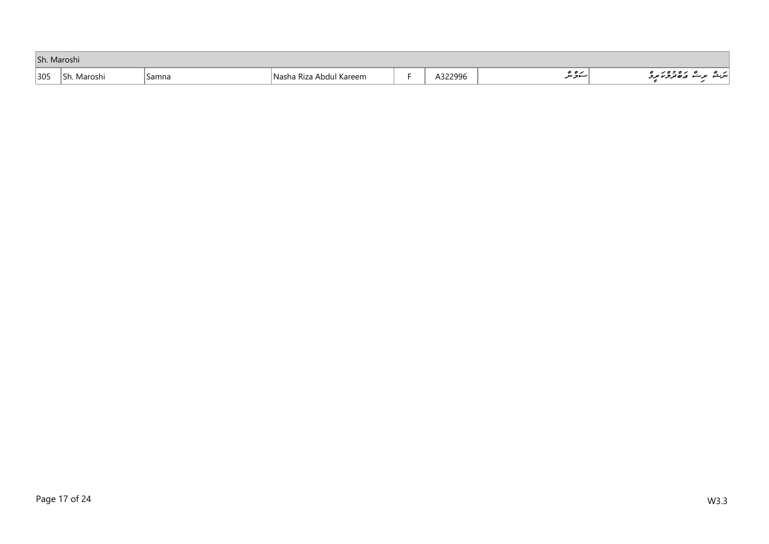| Sh. Maroshi | | | | | | | |
|---|---|---|---|---|---|---|---|
| 305 | Sh. Maroshi | Samna | Nasha Riza Abdul Kareem | F | A322996 | ސަމްނާ | ނަޝާ ރިޒާ އަބްދުލްކަރީމް |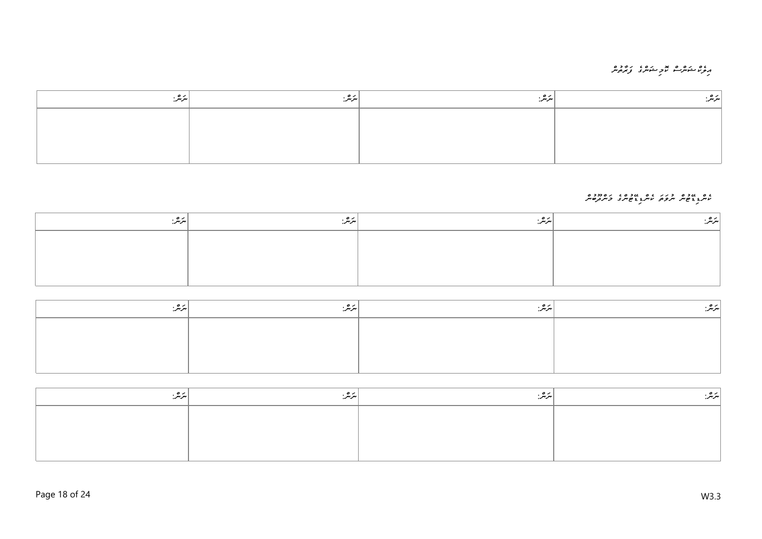# ރިޕޯޓް ސަރަހައްދު ކޮމިޝަނުގެ ފަރާތުން

| ނަން: | ނަން: | ނަން: | ނަން: |
|---|---|---|---|
| | | | |

## ކެންޑިޑޭޓުން ނެގުމަށް ކެންޑިޑޭޓުންގެ މަންދޫބުން

| ނަން: | ނަން: | ނަން: | ނަން: |
|---|---|---|---|
| | | | |

| ނަން: | ނަން: | ނަން: | ނަން: |
|---|---|---|---|
| | | | |

| ނަން: | ނަން: | ނަން: | ނަން: |
|---|---|---|---|
| | | | |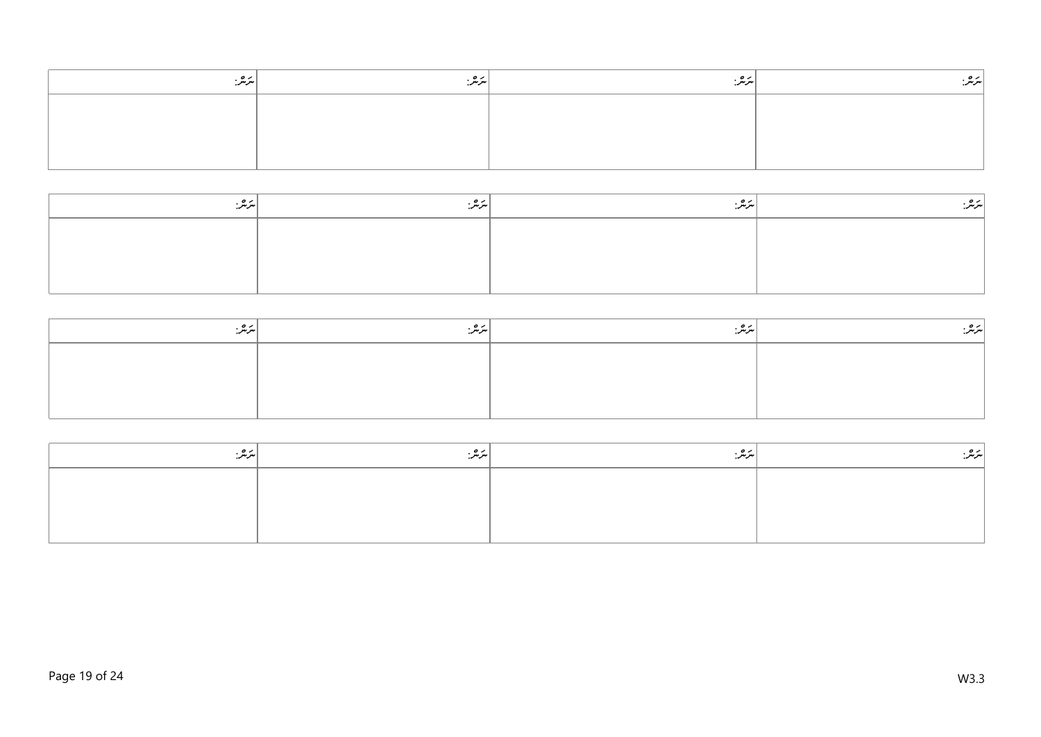| ނަރަތް: | ނަރަތް: | ނަރަތް: | ނަރަތް: |
| --- | --- | --- | --- |
| | | | |

| ނަރަތް: | ނަރަތް: | ނަރަތް: | ނަރަތް: |
| --- | --- | --- | --- |
| | | | |

| ނަރަތް: | ނަރަތް: | ނަރަތް: | ނަރަތް: |
| --- | --- | --- | --- |
| | | | |

| ނަރަތް: | ނަރަތް: | ނަރަތް: | ނަރަތް: |
| --- | --- | --- | --- |
| | | | |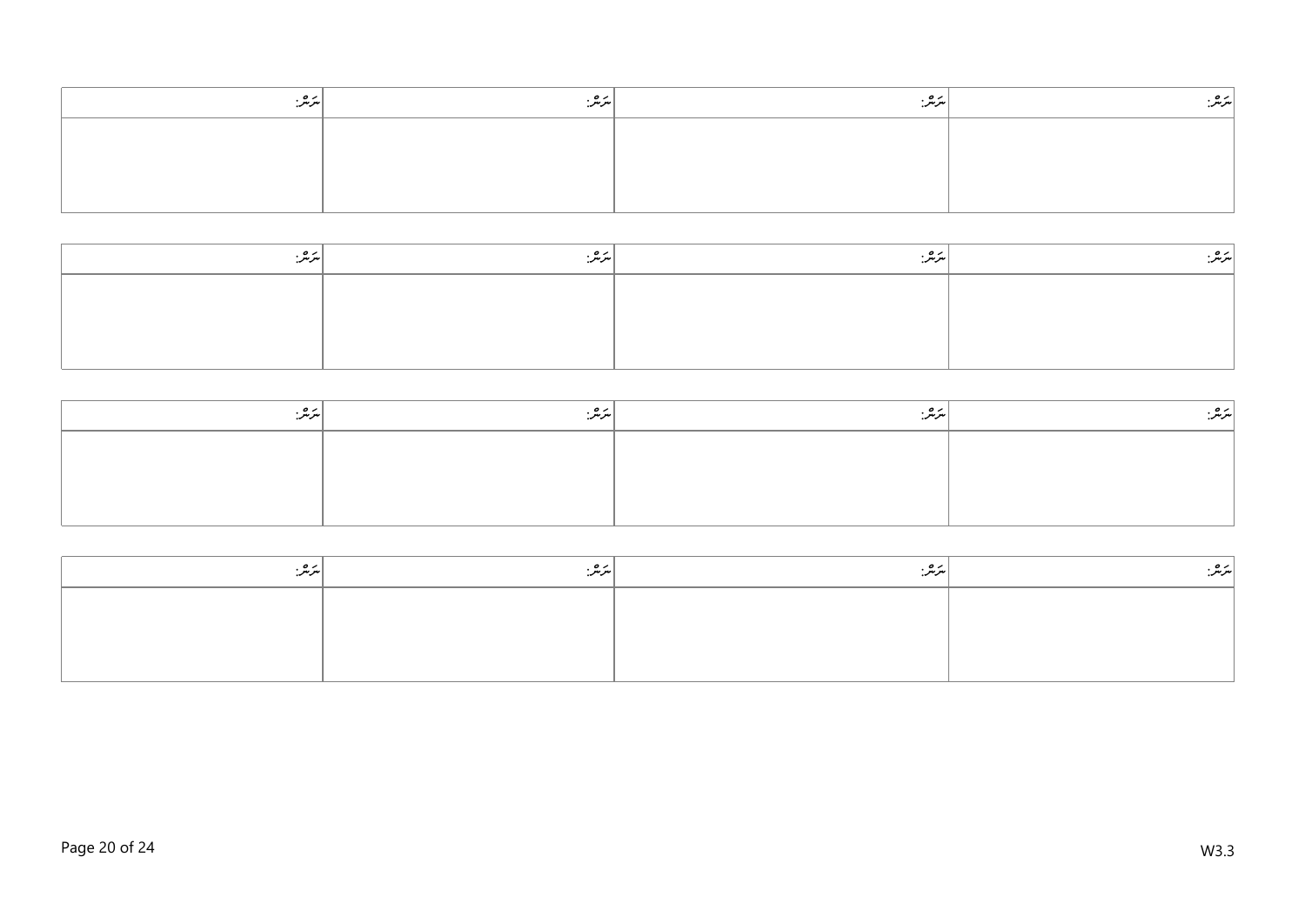| ނަރުދ: | ނަރުދ: | ނަރުދ: | ނަރުދ: |
|---|---|---|---|
| | | | |

| ނަރުދ: | ނަރުދ: | ނަރުދ: | ނަރުދ: |
|---|---|---|---|
| | | | |

| ނަރުދ: | ނަރުދ: | ނަރުދ: | ނަރުދ: |
|---|---|---|---|
| | | | |

| ނަރުދ: | ނަރުދ: | ނަރުދ: | ނަރުދ: |
|---|---|---|---|
| | | | |

W3.3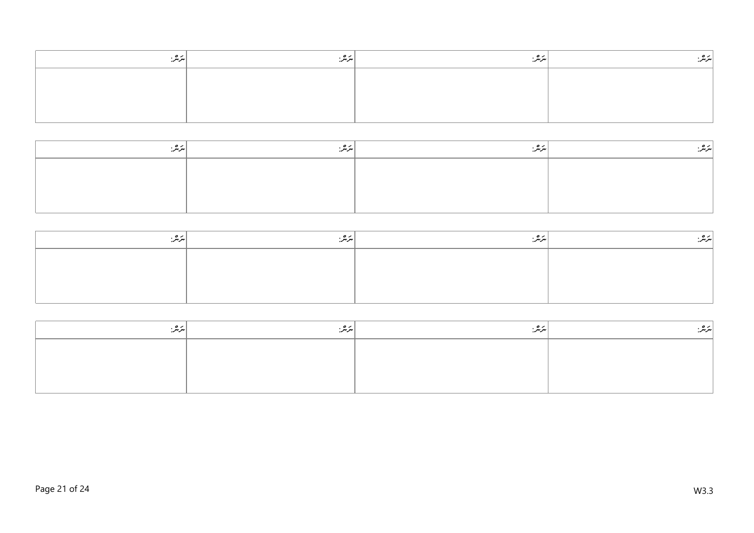| ނަރަށް: | ނަރަށް: | ނަރަށް: | ނަރަށް: |
|---|---|---|---|
| | | | |

| ނަރަށް: | ނަރަށް: | ނަރަށް: | ނަރަށް: |
|---|---|---|---|
| | | | |

| ނަރަށް: | ނަރަށް: | ނަރަށް: | ނަރަށް: |
|---|---|---|---|
| | | | |

| ނަރަށް: | ނަރަށް: | ނަރަށް: | ނަރަށް: |
|---|---|---|---|
| | | | |

W3.3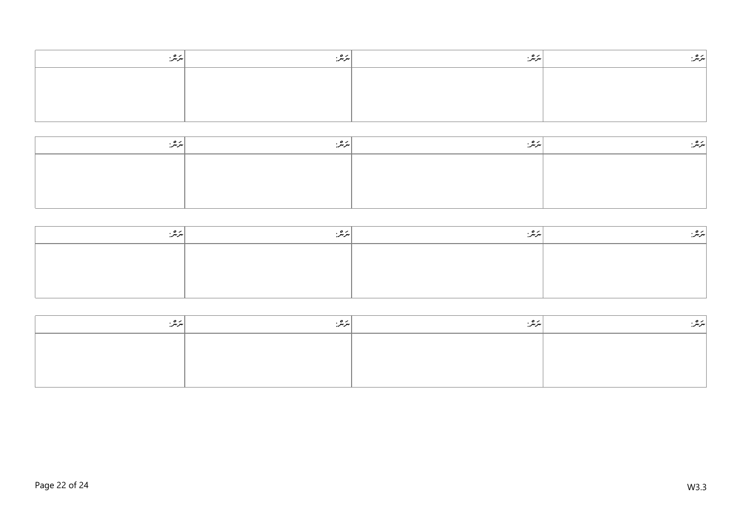| ނަންބަރު: | ނަންބަރު: | ނަންބަރު: | ނަންބަރު: |
|---|---|---|---|
| | | | |

| ނަންބަރު: | ނަންބަރު: | ނަންބަރު: | ނަންބަރު: |
|---|---|---|---|
| | | | |

| ނަންބަރު: | ނަންބަރު: | ނަންބަރު: | ނަންބަރު: |
|---|---|---|---|
| | | | |

| ނަންބަރު: | ނަންބަރު: | ނަންބަރު: | ނަންބަރު: |
|---|---|---|---|
| | | | |

W3.3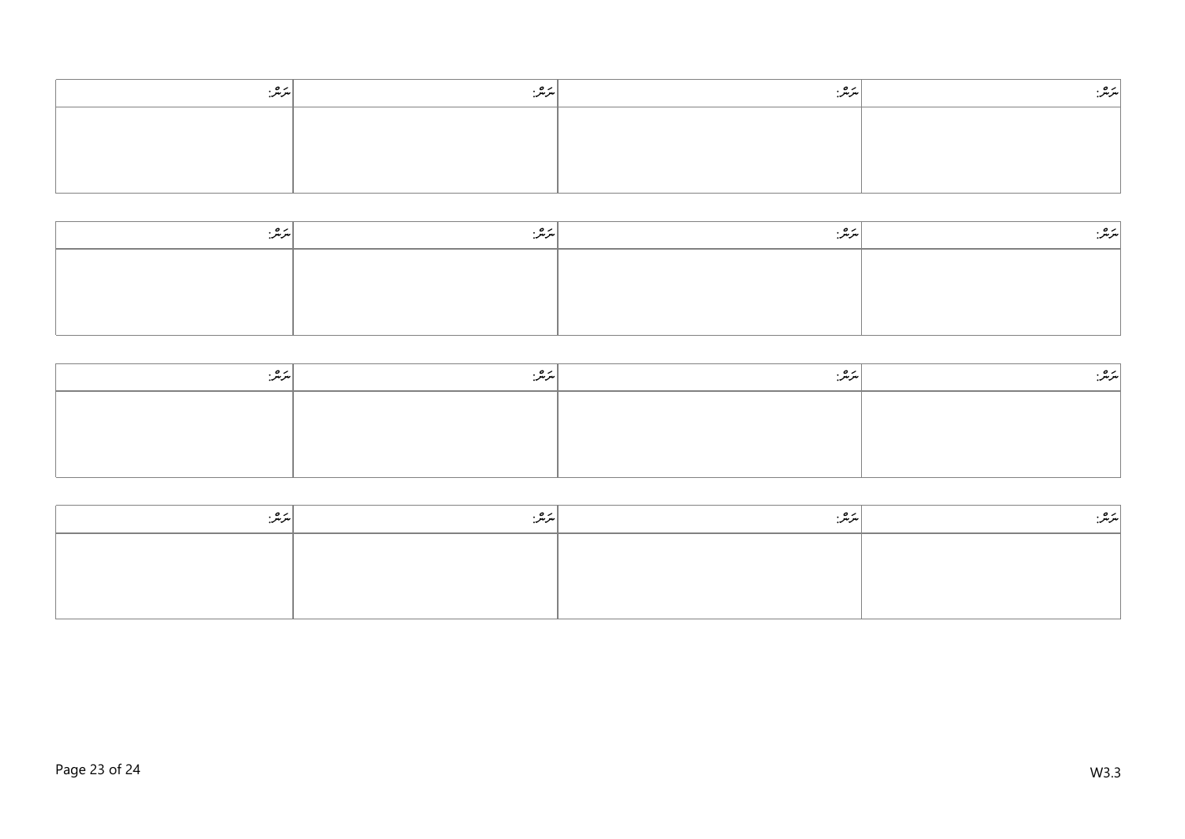| ނަރުދ: | ނަރުދ: | ނަރުދ: | ނަރުދ: |
| --- | --- | --- | --- |
| | | | |

| ނަރުދ: | ނަރުދ: | ނަރުދ: | ނަރުދ: |
| --- | --- | --- | --- |
| | | | |

| ނަރުދ: | ނަރުދ: | ނަރުދ: | ނަރުދ: |
| --- | --- | --- | --- |
| | | | |

| ނަރުދ: | ނަރުދ: | ނަރުދ: | ނަރުދ: |
| --- | --- | --- | --- |
| | | | |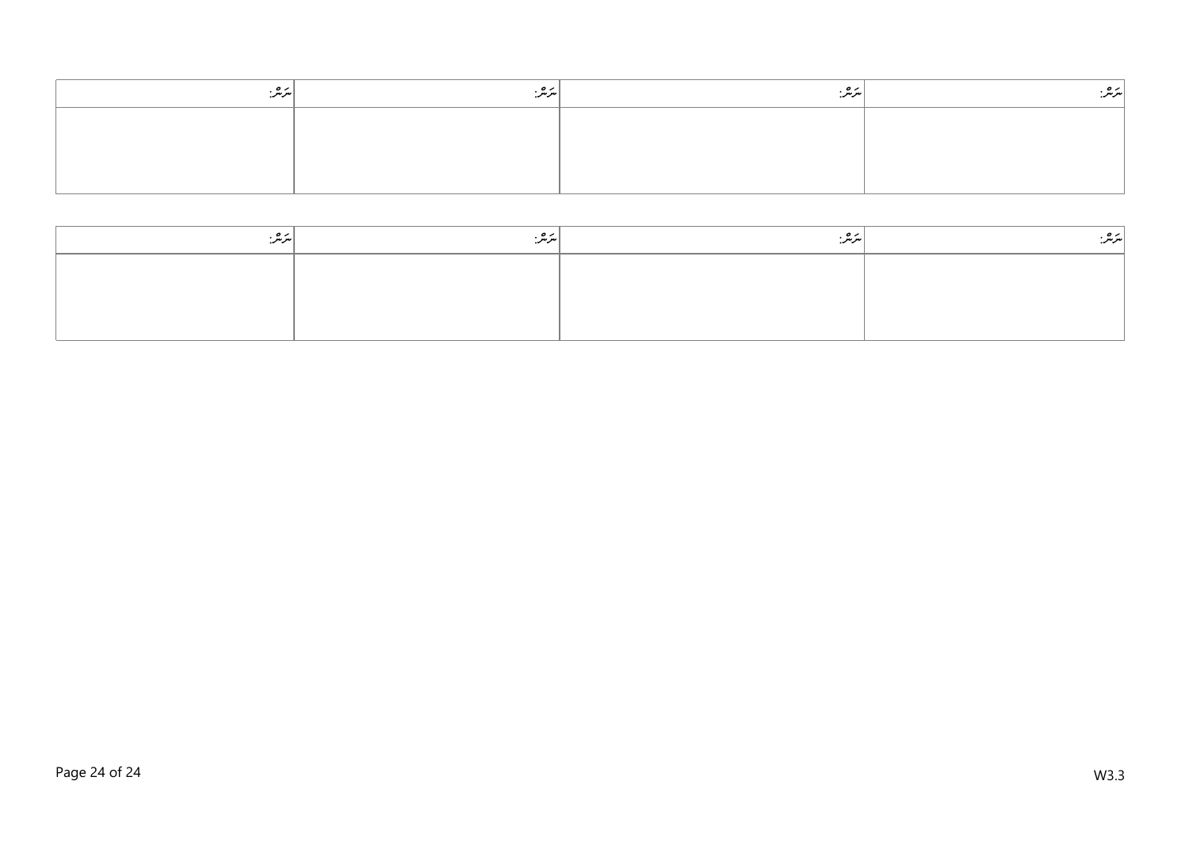| ނަރުނ: | ނަރުނ: | ނަރުނ: | ނަރުނ: |
| --- | --- | --- | --- |
| | | | |

| ނަރުނ: | ނަރުނ: | ނަރުނ: | ނަރުނ: |
| --- | --- | --- | --- |
| | | | |